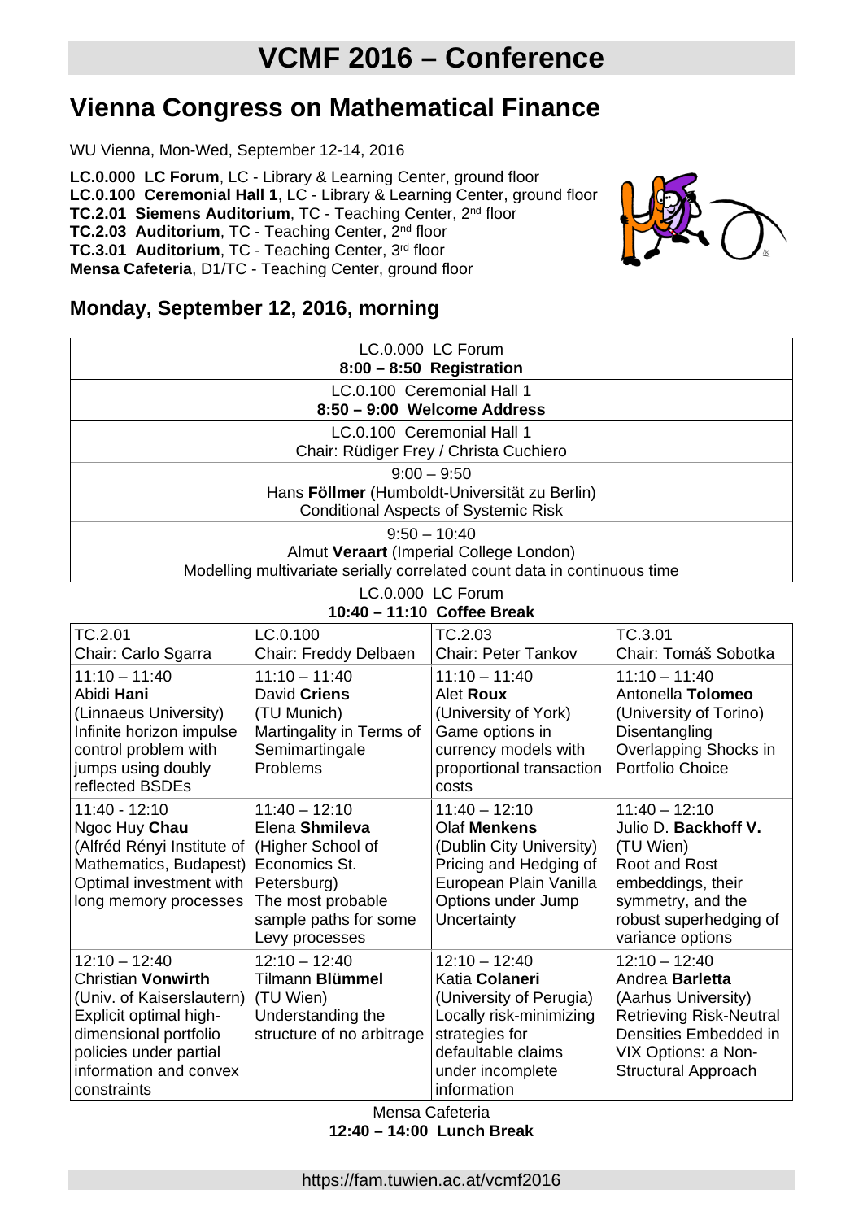# VCMF 2016 – Conference

## Vienna Congress on Mathematical Finance

WU Vienna, Mon-Wed, September 12-14, 2016

**LC.0.000 LC Forum**, LC - Library & Learning Center, ground floor
**LC.0.100 Ceremonial Hall 1**, LC - Library & Learning Center, ground floor
**TC.2.01 Siemens Auditorium**, TC - Teaching Center, 2nd floor
**TC.2.03 Auditorium**, TC - Teaching Center, 2nd floor
**TC.3.01 Auditorium**, TC - Teaching Center, 3rd floor
**Mensa Cafeteria**, D1/TC - Teaching Center, ground floor

### Monday, September 12, 2016, morning

LC.0.000 LC Forum
**8:00 – 8:50 Registration**

LC.0.100 Ceremonial Hall 1
**8:50 – 9:00 Welcome Address**

LC.0.100 Ceremonial Hall 1
Chair: Rüdiger Frey / Christa Cuchiero

9:00 – 9:50
Hans **Föllmer** (Humboldt-Universität zu Berlin)
Conditional Aspects of Systemic Risk

9:50 – 10:40
Almut **Veraart** (Imperial College London)
Modelling multivariate serially correlated count data in continuous time

LC.0.000 LC Forum
**10:40 – 11:10 Coffee Break**

| TC.2.01<br>Chair: Carlo Sgarra | LC.0.100<br>Chair: Freddy Delbaen | TC.2.03<br>Chair: Peter Tankov | TC.3.01<br>Chair: Tomáš Sobotka |
|---|---|---|---|
| 11:10 – 11:40<br>Abidi **Hani**<br>(Linnaeus University)<br>Infinite horizon impulse control problem with jumps using doubly reflected BSDEs | 11:10 – 11:40<br>David **Criens**<br>(TU Munich)<br>Martingality in Terms of Semimartingale Problems | 11:10 – 11:40<br>Alet **Roux**<br>(University of York)<br>Game options in currency models with proportional transaction costs | 11:10 – 11:40<br>Antonella **Tolomeo**<br>(University of Torino)<br>Disentangling Overlapping Shocks in Portfolio Choice |
| 11:40 - 12:10<br>Ngoc Huy **Chau**<br>(Alfréd Rényi Institute of Mathematics, Budapest)<br>Optimal investment with long memory processes | 11:40 – 12:10<br>Elena **Shmileva**<br>(Higher School of Economics St. Petersburg)<br>The most probable sample paths for some Levy processes | 11:40 – 12:10<br>Olaf **Menkens**<br>(Dublin City University)<br>Pricing and Hedging of European Plain Vanilla Options under Jump Uncertainty | 11:40 – 12:10<br>Julio D. **Backhoff V.**<br>(TU Wien)<br>Root and Rost embeddings, their symmetry, and the robust superhedging of variance options |
| 12:10 – 12:40<br>Christian **Vonwirth**<br>(Univ. of Kaiserslautern)<br>Explicit optimal high-dimensional portfolio policies under partial information and convex constraints | 12:10 – 12:40<br>Tilmann **Blümmel**<br>(TU Wien)<br>Understanding the structure of no arbitrage | 12:10 – 12:40<br>Katia **Colaneri**<br>(University of Perugia)<br>Locally risk-minimizing strategies for defaultable claims under incomplete information | 12:10 – 12:40<br>Andrea **Barletta**<br>(Aarhus University)<br>Retrieving Risk-Neutral Densities Embedded in VIX Options: a Non-Structural Approach |

Mensa Cafeteria
**12:40 – 14:00 Lunch Break**

https://fam.tuwien.ac.at/vcmf2016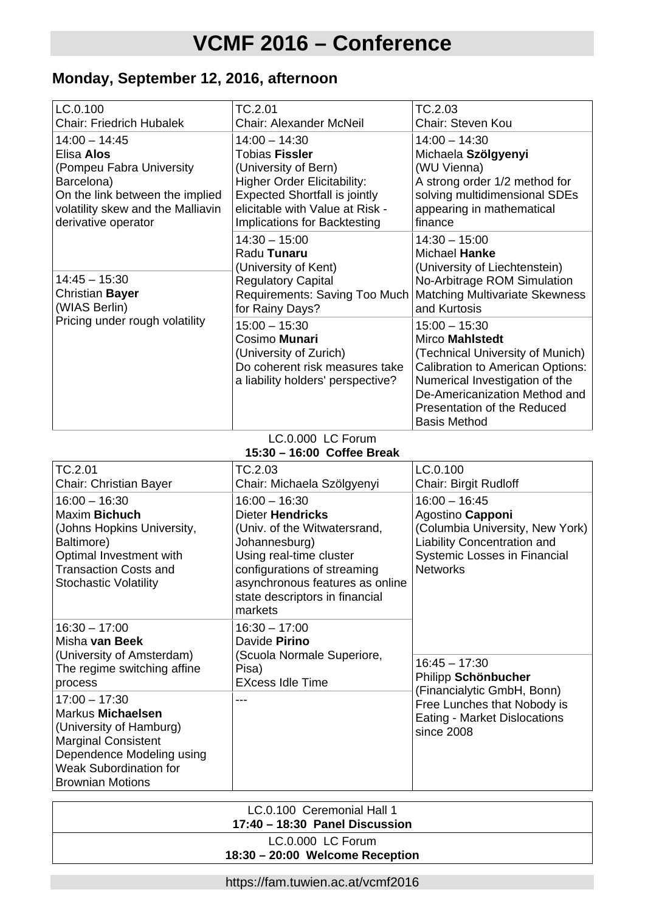# VCMF 2016 – Conference

## Monday, September 12, 2016, afternoon

| LC.0.100<br>Chair: Friedrich Hubalek | TC.2.01<br>Chair: Alexander McNeil | TC.2.03<br>Chair: Steven Kou |
|---|---|---|
| 14:00 – 14:45<br>Elisa **Alos**<br>(Pompeu Fabra University Barcelona)<br>On the link between the implied volatility skew and the Malliavin derivative operator | 14:00 – 14:30<br>Tobias **Fissler**<br>(University of Bern)<br>Higher Order Elicitability: Expected Shortfall is jointly elicitable with Value at Risk - Implications for Backtesting | 14:00 – 14:30<br>Michaela **Szölgyenyi**<br>(WU Vienna)<br>A strong order 1/2 method for solving multidimensional SDEs appearing in mathematical finance |
| | 14:30 – 15:00<br>Radu **Tunaru**<br>(University of Kent)<br>Regulatory Capital Requirements: Saving Too Much for Rainy Days? | 14:30 – 15:00<br>Michael **Hanke**<br>(University of Liechtenstein)<br>No-Arbitrage ROM Simulation Matching Multivariate Skewness and Kurtosis |
| 14:45 – 15:30<br>Christian **Bayer**<br>(WIAS Berlin)<br>Pricing under rough volatility | 15:00 – 15:30<br>Cosimo **Munari**<br>(University of Zurich)<br>Do coherent risk measures take a liability holders' perspective? | 15:00 – 15:30<br>Mirco **Mahlstedt**<br>(Technical University of Munich)<br>Calibration to American Options: Numerical Investigation of the De-Americanization Method and Presentation of the Reduced Basis Method |

LC.0.000 LC Forum
**15:30 – 16:00 Coffee Break**

| TC.2.01<br>Chair: Christian Bayer | TC.2.03<br>Chair: Michaela Szölgyenyi | LC.0.100<br>Chair: Birgit Rudloff |
|---|---|---|
| 16:00 – 16:30<br>Maxim **Bichuch**<br>(Johns Hopkins University, Baltimore)<br>Optimal Investment with Transaction Costs and Stochastic Volatility | 16:00 – 16:30<br>Dieter **Hendricks**<br>(Univ. of the Witwatersrand, Johannesburg)<br>Using real-time cluster configurations of streaming asynchronous features as online state descriptors in financial markets | 16:00 – 16:45<br>Agostino **Capponi**<br>(Columbia University, New York)<br>Liability Concentration and Systemic Losses in Financial Networks |
| 16:30 – 17:00<br>Misha **van Beek**<br>(University of Amsterdam)<br>The regime switching affine process | 16:30 – 17:00<br>Davide **Pirino**<br>(Scuola Normale Superiore, Pisa)<br>EXcess Idle Time | 16:45 – 17:30<br>Philipp **Schönbucher**<br>(Financialytic GmbH, Bonn)<br>Free Lunches that Nobody is Eating - Market Dislocations since 2008 |
| 17:00 – 17:30<br>Markus **Michaelsen**<br>(University of Hamburg)<br>Marginal Consistent Dependence Modeling using Weak Subordination for Brownian Motions | --- | |

| LC.0.100 Ceremonial Hall 1<br>**17:40 – 18:30 Panel Discussion** |
|---|
| LC.0.000 LC Forum<br>**18:30 – 20:00 Welcome Reception** |

https://fam.tuwien.ac.at/vcmf2016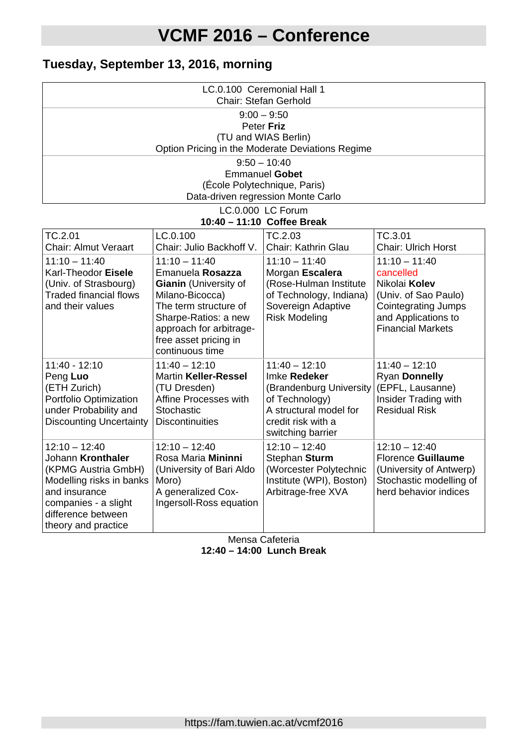# VCMF 2016 – Conference

## Tuesday, September 13, 2016, morning

| LC.0.100 Ceremonial Hall 1<br>Chair: Stefan Gerhold |
|---|
| 9:00 – 9:50<br>Peter **Friz**<br>(TU and WIAS Berlin)<br>Option Pricing in the Moderate Deviations Regime |
| 9:50 – 10:40<br>Emmanuel **Gobet**<br>(École Polytechnique, Paris)<br>Data-driven regression Monte Carlo |

LC.0.000 LC Forum
**10:40 – 11:10 Coffee Break**

| TC.2.01<br>Chair: Almut Veraart | LC.0.100<br>Chair: Julio Backhoff V. | TC.2.03<br>Chair: Kathrin Glau | TC.3.01<br>Chair: Ulrich Horst |
|---|---|---|---|
| 11:10 – 11:40<br>Karl-Theodor **Eisele**<br>(Univ. of Strasbourg)<br>Traded financial flows and their values | 11:10 – 11:40<br>Emanuela **Rosazza Gianin** (University of Milano-Bicocca)<br>The term structure of Sharpe-Ratios: a new approach for arbitrage-free asset pricing in continuous time | 11:10 – 11:40<br>Morgan **Escalera**<br>(Rose-Hulman Institute of Technology, Indiana)<br>Sovereign Adaptive Risk Modeling | 11:10 – 11:40<br>cancelled<br>Nikolai **Kolev**<br>(Univ. of Sao Paulo)<br>Cointegrating Jumps and Applications to Financial Markets |
| 11:40 - 12:10<br>Peng **Luo**<br>(ETH Zurich)<br>Portfolio Optimization under Probability and Discounting Uncertainty | 11:40 – 12:10<br>Martin **Keller-Ressel**<br>(TU Dresden)<br>Affine Processes with Stochastic Discontinuities | 11:40 – 12:10<br>Imke **Redeker**<br>(Brandenburg University of Technology)<br>A structural model for credit risk with a switching barrier | 11:40 – 12:10<br>Ryan **Donnelly**<br>(EPFL, Lausanne)<br>Insider Trading with Residual Risk |
| 12:10 – 12:40<br>Johann **Kronthaler**<br>(KPMG Austria GmbH)<br>Modelling risks in banks and insurance companies - a slight difference between theory and practice | 12:10 – 12:40<br>Rosa Maria **Mininni**<br>(University of Bari Aldo Moro)<br>A generalized Cox-Ingersoll-Ross equation | 12:10 – 12:40<br>Stephan **Sturm**<br>(Worcester Polytechnic Institute (WPI), Boston)<br>Arbitrage-free XVA | 12:10 – 12:40<br>Florence **Guillaume**<br>(University of Antwerp)<br>Stochastic modelling of herd behavior indices |

Mensa Cafeteria
**12:40 – 14:00 Lunch Break**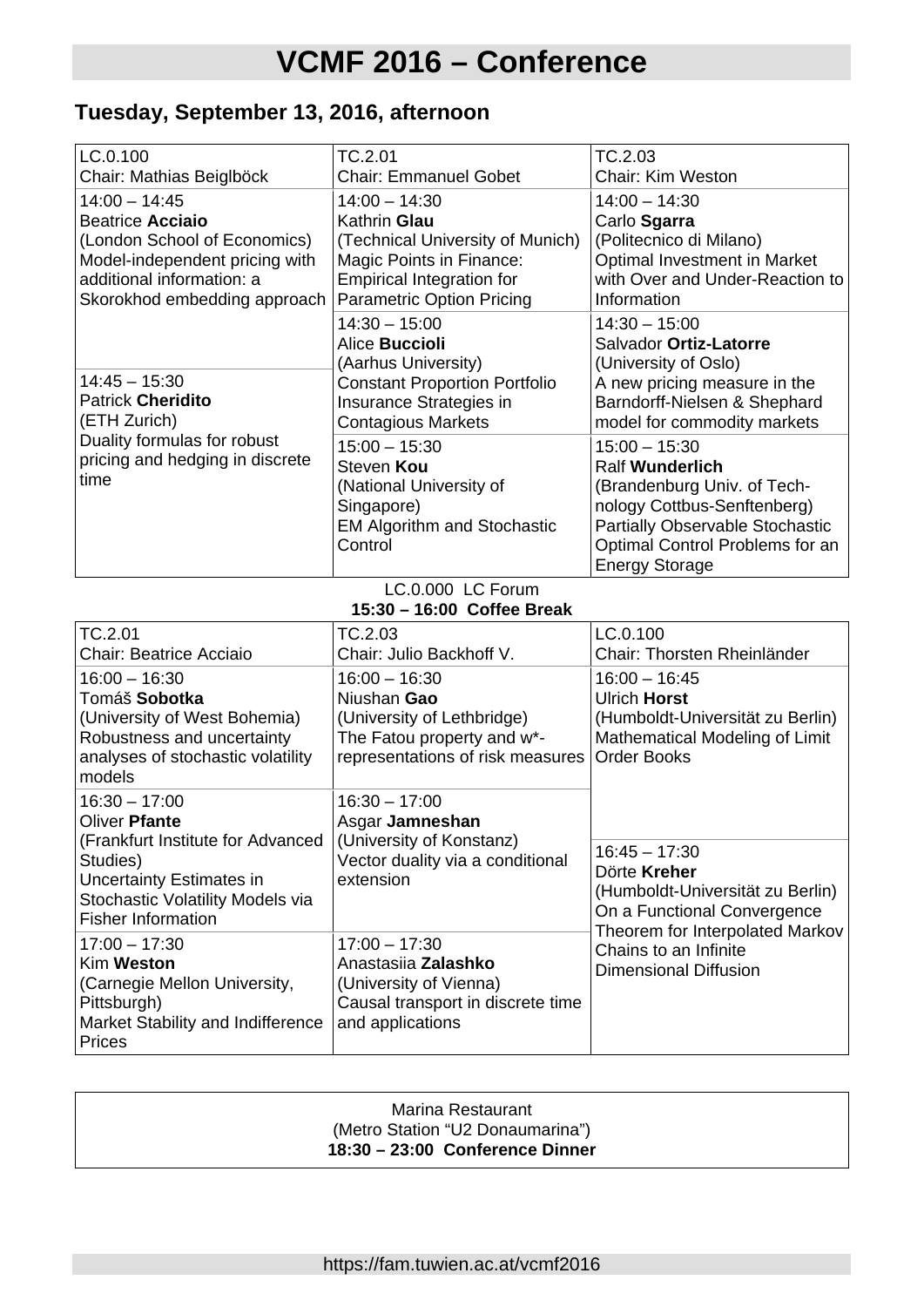# VCMF 2016 – Conference

## Tuesday, September 13, 2016, afternoon

| LC.0.100<br>Chair: Mathias Beiglböck | TC.2.01<br>Chair: Emmanuel Gobet | TC.2.03<br>Chair: Kim Weston |
|---|---|---|
| 14:00 – 14:45<br>Beatrice **Acciaio**<br>(London School of Economics)<br>Model-independent pricing with additional information: a Skorokhod embedding approach | 14:00 – 14:30<br>Kathrin **Glau**<br>(Technical University of Munich)<br>Magic Points in Finance: Empirical Integration for Parametric Option Pricing | 14:00 – 14:30<br>Carlo **Sgarra**<br>(Politecnico di Milano)<br>Optimal Investment in Market with Over and Under-Reaction to Information |
| | 14:30 – 15:00<br>Alice **Buccioli**<br>(Aarhus University)<br>Constant Proportion Portfolio Insurance Strategies in Contagious Markets | 14:30 – 15:00<br>Salvador **Ortiz-Latorre**<br>(University of Oslo)<br>A new pricing measure in the Barndorff-Nielsen & Shephard model for commodity markets |
| 14:45 – 15:30<br>Patrick **Cheridito**<br>(ETH Zurich)<br>Duality formulas for robust pricing and hedging in discrete time | 15:00 – 15:30<br>Steven **Kou**<br>(National University of Singapore)<br>EM Algorithm and Stochastic Control | 15:00 – 15:30<br>Ralf **Wunderlich**<br>(Brandenburg Univ. of Technology Cottbus-Senftenberg)<br>Partially Observable Stochastic Optimal Control Problems for an Energy Storage |

LC.0.000 LC Forum
**15:30 – 16:00 Coffee Break**

| TC.2.01<br>Chair: Beatrice Acciaio | TC.2.03<br>Chair: Julio Backhoff V. | LC.0.100<br>Chair: Thorsten Rheinländer |
|---|---|---|
| 16:00 – 16:30<br>Tomáš **Sobotka**<br>(University of West Bohemia)<br>Robustness and uncertainty analyses of stochastic volatility models | 16:00 – 16:30<br>Niushan **Gao**<br>(University of Lethbridge)<br>The Fatou property and w*-representations of risk measures | 16:00 – 16:45<br>Ulrich **Horst**<br>(Humboldt-Universität zu Berlin)<br>Mathematical Modeling of Limit Order Books |
| 16:30 – 17:00<br>Oliver **Pfante**<br>(Frankfurt Institute for Advanced Studies)<br>Uncertainty Estimates in Stochastic Volatility Models via Fisher Information | 16:30 – 17:00<br>Asgar **Jamneshan**<br>(University of Konstanz)<br>Vector duality via a conditional extension | 16:45 – 17:30<br>Dörte **Kreher**<br>(Humboldt-Universität zu Berlin)<br>On a Functional Convergence Theorem for Interpolated Markov Chains to an Infinite Dimensional Diffusion |
| 17:00 – 17:30<br>Kim **Weston**<br>(Carnegie Mellon University, Pittsburgh)<br>Market Stability and Indifference Prices | 17:00 – 17:30<br>Anastasiia **Zalashko**<br>(University of Vienna)<br>Causal transport in discrete time and applications | |

Marina Restaurant
(Metro Station "U2 Donaumarina")
**18:30 – 23:00 Conference Dinner**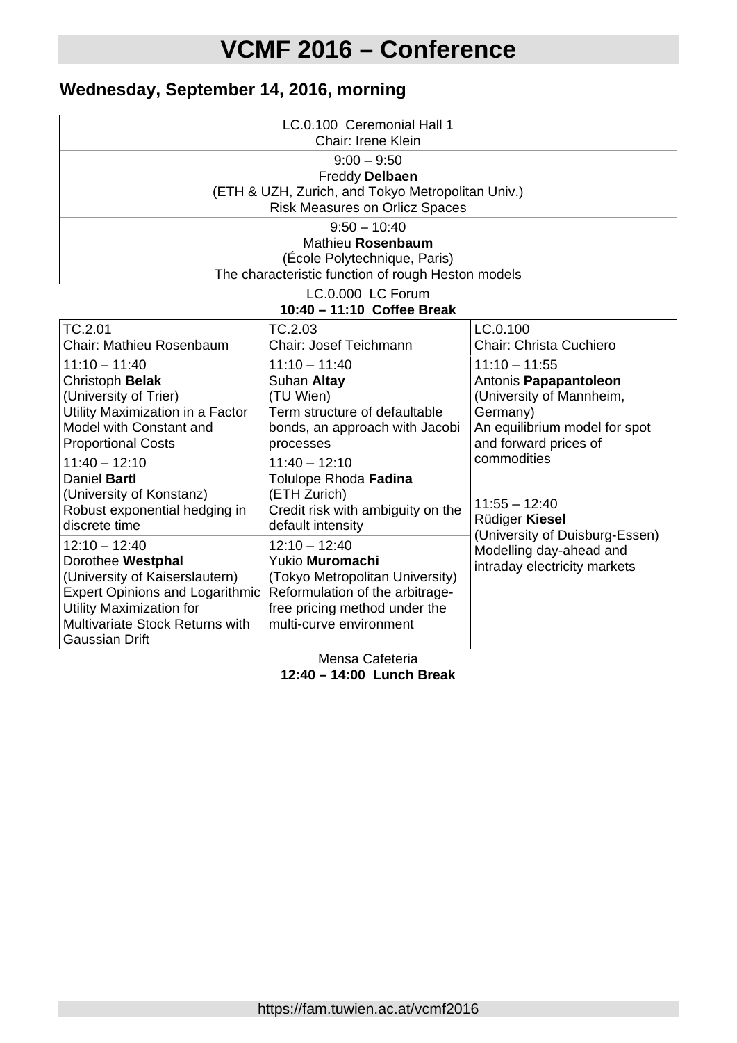# VCMF 2016 – Conference

## Wednesday, September 14, 2016, morning

| LC.0.100 Ceremonial Hall 1<br>Chair: Irene Klein |
|---|
| 9:00 – 9:50<br>Freddy **Delbaen**<br>(ETH & UZH, Zurich, and Tokyo Metropolitan Univ.)<br>Risk Measures on Orlicz Spaces |
| 9:50 – 10:40<br>Mathieu **Rosenbaum**<br>(École Polytechnique, Paris)<br>The characteristic function of rough Heston models |

LC.0.000 LC Forum
**10:40 – 11:10 Coffee Break**

| TC.2.01<br>Chair: Mathieu Rosenbaum | TC.2.03<br>Chair: Josef Teichmann | LC.0.100<br>Chair: Christa Cuchiero |
|---|---|---|
| 11:10 – 11:40<br>Christoph **Belak**<br>(University of Trier)<br>Utility Maximization in a Factor Model with Constant and Proportional Costs | 11:10 – 11:40<br>Suhan **Altay**<br>(TU Wien)<br>Term structure of defaultable bonds, an approach with Jacobi processes | 11:10 – 11:55<br>Antonis **Papapantoleon**<br>(University of Mannheim, Germany)<br>An equilibrium model for spot and forward prices of commodities |
| 11:40 – 12:10<br>Daniel **Bartl**<br>(University of Konstanz)<br>Robust exponential hedging in discrete time | 11:40 – 12:10<br>Tolulope Rhoda **Fadina**<br>(ETH Zurich)<br>Credit risk with ambiguity on the default intensity | 11:55 – 12:40<br>Rüdiger **Kiesel**<br>(University of Duisburg-Essen)<br>Modelling day-ahead and intraday electricity markets |
| 12:10 – 12:40<br>Dorothee **Westphal**<br>(University of Kaiserslautern)<br>Expert Opinions and Logarithmic Utility Maximization for Multivariate Stock Returns with Gaussian Drift | 12:10 – 12:40<br>Yukio **Muromachi**<br>(Tokyo Metropolitan University)<br>Reformulation of the arbitrage-free pricing method under the multi-curve environment | |

Mensa Cafeteria
**12:40 – 14:00 Lunch Break**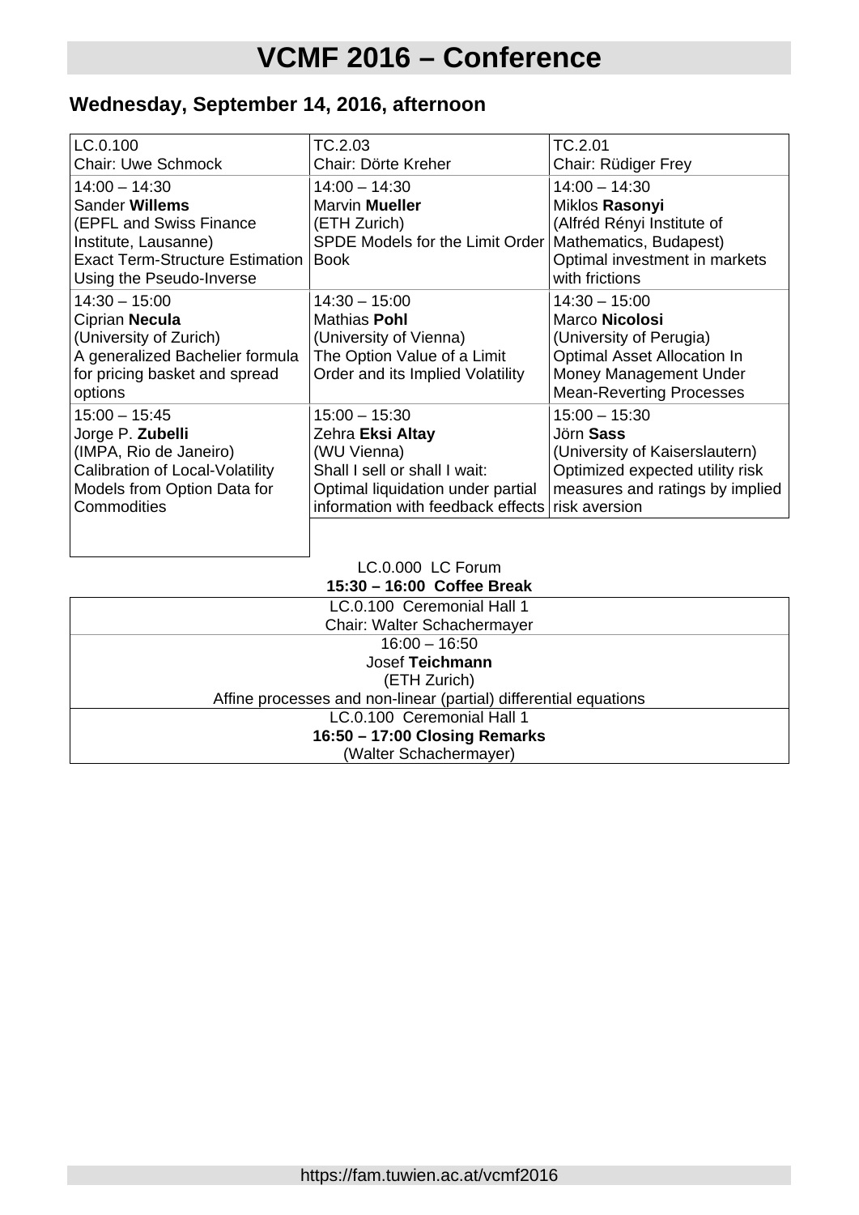# VCMF 2016 – Conference

## Wednesday, September 14, 2016, afternoon

| LC.0.100<br>Chair: Uwe Schmock | TC.2.03<br>Chair: Dörte Kreher | TC.2.01<br>Chair: Rüdiger Frey |
|---|---|---|
| 14:00 – 14:30<br>Sander **Willems**<br>(EPFL and Swiss Finance Institute, Lausanne)<br>Exact Term-Structure Estimation Using the Pseudo-Inverse | 14:00 – 14:30<br>Marvin **Mueller**<br>(ETH Zurich)<br>SPDE Models for the Limit Order Book | 14:00 – 14:30<br>Miklos **Rasonyi**<br>(Alfréd Rényi Institute of Mathematics, Budapest)<br>Optimal investment in markets with frictions |
| 14:30 – 15:00<br>Ciprian **Necula**<br>(University of Zurich)<br>A generalized Bachelier formula for pricing basket and spread options | 14:30 – 15:00<br>Mathias **Pohl**<br>(University of Vienna)<br>The Option Value of a Limit Order and its Implied Volatility | 14:30 – 15:00<br>Marco **Nicolosi**<br>(University of Perugia)<br>Optimal Asset Allocation In Money Management Under Mean-Reverting Processes |
| 15:00 – 15:45<br>Jorge P. **Zubelli**<br>(IMPA, Rio de Janeiro)<br>Calibration of Local-Volatility Models from Option Data for Commodities | 15:00 – 15:30<br>Zehra **Eksi Altay**<br>(WU Vienna)<br>Shall I sell or shall I wait: Optimal liquidation under partial information with feedback effects | 15:00 – 15:30<br>Jörn **Sass**<br>(University of Kaiserslautern)<br>Optimized expected utility risk measures and ratings by implied risk aversion |

LC.0.000 LC Forum
**15:30 – 16:00 Coffee Break**

| LC.0.100 Ceremonial Hall 1<br>Chair: Walter Schachermayer |
|---|
| 16:00 – 16:50<br>Josef **Teichmann**<br>(ETH Zurich)<br>Affine processes and non-linear (partial) differential equations |
| LC.0.100 Ceremonial Hall 1<br>**16:50 – 17:00 Closing Remarks**<br>(Walter Schachermayer) |

https://fam.tuwien.ac.at/vcmf2016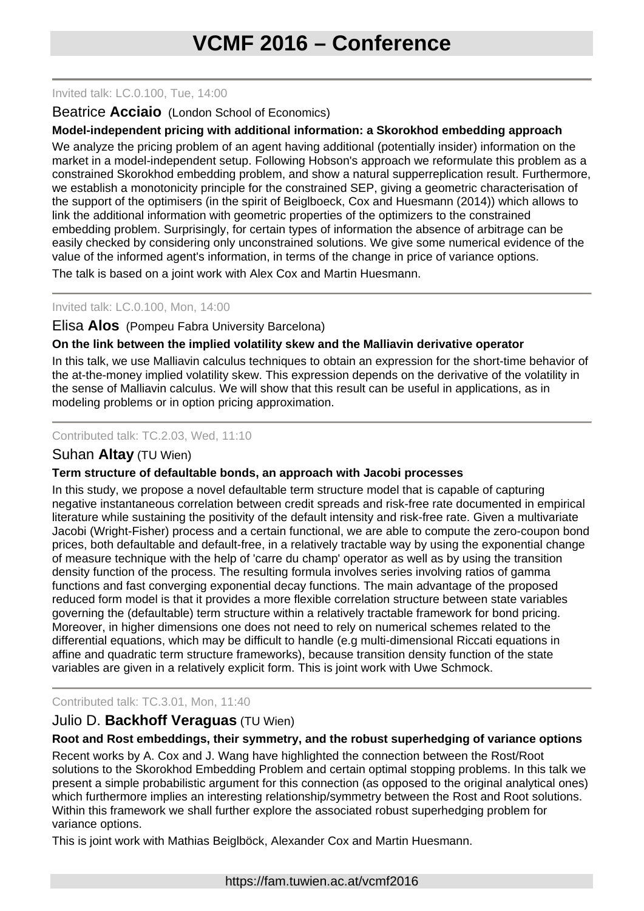Invited talk: LC.0.100, Tue, 14:00

## Beatrice **Acciaio** (London School of Economics)

### Model-independent pricing with additional information: a Skorokhod embedding approach

We analyze the pricing problem of an agent having additional (potentially insider) information on the market in a model-independent setup. Following Hobson's approach we reformulate this problem as a constrained Skorokhod embedding problem, and show a natural supperreplication result. Furthermore, we establish a monotonicity principle for the constrained SEP, giving a geometric characterisation of the support of the optimisers (in the spirit of Beiglboeck, Cox and Huesmann (2014)) which allows to link the additional information with geometric properties of the optimizers to the constrained embedding problem. Surprisingly, for certain types of information the absence of arbitrage can be easily checked by considering only unconstrained solutions. We give some numerical evidence of the value of the informed agent's information, in terms of the change in price of variance options.

The talk is based on a joint work with Alex Cox and Martin Huesmann.

---

Invited talk: LC.0.100, Mon, 14:00

## Elisa **Alos** (Pompeu Fabra University Barcelona)

### On the link between the implied volatility skew and the Malliavin derivative operator

In this talk, we use Malliavin calculus techniques to obtain an expression for the short-time behavior of the at-the-money implied volatility skew. This expression depends on the derivative of the volatility in the sense of Malliavin calculus. We will show that this result can be useful in applications, as in modeling problems or in option pricing approximation.

---

Contributed talk: TC.2.03, Wed, 11:10

## Suhan **Altay** (TU Wien)

### Term structure of defaultable bonds, an approach with Jacobi processes

In this study, we propose a novel defaultable term structure model that is capable of capturing negative instantaneous correlation between credit spreads and risk-free rate documented in empirical literature while sustaining the positivity of the default intensity and risk-free rate. Given a multivariate Jacobi (Wright-Fisher) process and a certain functional, we are able to compute the zero-coupon bond prices, both defaultable and default-free, in a relatively tractable way by using the exponential change of measure technique with the help of 'carre du champ' operator as well as by using the transition density function of the process. The resulting formula involves series involving ratios of gamma functions and fast converging exponential decay functions. The main advantage of the proposed reduced form model is that it provides a more flexible correlation structure between state variables governing the (defaultable) term structure within a relatively tractable framework for bond pricing. Moreover, in higher dimensions one does not need to rely on numerical schemes related to the differential equations, which may be difficult to handle (e.g multi-dimensional Riccati equations in affine and quadratic term structure frameworks), because transition density function of the state variables are given in a relatively explicit form. This is joint work with Uwe Schmock.

---

Contributed talk: TC.3.01, Mon, 11:40

## Julio D. **Backhoff Veraguas** (TU Wien)

### Root and Rost embeddings, their symmetry, and the robust superhedging of variance options

Recent works by A. Cox and J. Wang have highlighted the connection between the Rost/Root solutions to the Skorokhod Embedding Problem and certain optimal stopping problems. In this talk we present a simple probabilistic argument for this connection (as opposed to the original analytical ones) which furthermore implies an interesting relationship/symmetry between the Rost and Root solutions. Within this framework we shall further explore the associated robust superhedging problem for variance options.

This is joint work with Mathias Beiglböck, Alexander Cox and Martin Huesmann.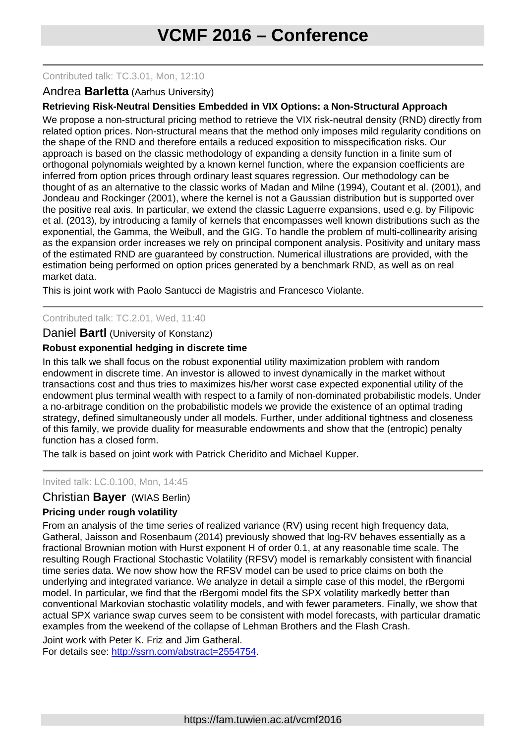Contributed talk: TC.3.01, Mon, 12:10

Andrea **Barletta** (Aarhus University)

**Retrieving Risk-Neutral Densities Embedded in VIX Options: a Non-Structural Approach**

We propose a non-structural pricing method to retrieve the VIX risk-neutral density (RND) directly from related option prices. Non-structural means that the method only imposes mild regularity conditions on the shape of the RND and therefore entails a reduced exposition to misspecification risks. Our approach is based on the classic methodology of expanding a density function in a finite sum of orthogonal polynomials weighted by a known kernel function, where the expansion coefficients are inferred from option prices through ordinary least squares regression. Our methodology can be thought of as an alternative to the classic works of Madan and Milne (1994), Coutant et al. (2001), and Jondeau and Rockinger (2001), where the kernel is not a Gaussian distribution but is supported over the positive real axis. In particular, we extend the classic Laguerre expansions, used e.g. by Filipovic et al. (2013), by introducing a family of kernels that encompasses well known distributions such as the exponential, the Gamma, the Weibull, and the GIG. To handle the problem of multi-collinearity arising as the expansion order increases we rely on principal component analysis. Positivity and unitary mass of the estimated RND are guaranteed by construction. Numerical illustrations are provided, with the estimation being performed on option prices generated by a benchmark RND, as well as on real market data.

This is joint work with Paolo Santucci de Magistris and Francesco Violante.

---

Contributed talk: TC.2.01, Wed, 11:40

Daniel **Bartl** (University of Konstanz)

**Robust exponential hedging in discrete time**

In this talk we shall focus on the robust exponential utility maximization problem with random endowment in discrete time. An investor is allowed to invest dynamically in the market without transactions cost and thus tries to maximizes his/her worst case expected exponential utility of the endowment plus terminal wealth with respect to a family of non-dominated probabilistic models. Under a no-arbitrage condition on the probabilistic models we provide the existence of an optimal trading strategy, defined simultaneously under all models. Further, under additional tightness and closeness of this family, we provide duality for measurable endowments and show that the (entropic) penalty function has a closed form.

The talk is based on joint work with Patrick Cheridito and Michael Kupper.

---

Invited talk: LC.0.100, Mon, 14:45

Christian **Bayer** (WIAS Berlin)

**Pricing under rough volatility**

From an analysis of the time series of realized variance (RV) using recent high frequency data, Gatheral, Jaisson and Rosenbaum (2014) previously showed that log-RV behaves essentially as a fractional Brownian motion with Hurst exponent H of order 0.1, at any reasonable time scale. The resulting Rough Fractional Stochastic Volatility (RFSV) model is remarkably consistent with financial time series data. We now show how the RFSV model can be used to price claims on both the underlying and integrated variance. We analyze in detail a simple case of this model, the rBergomi model. In particular, we find that the rBergomi model fits the SPX volatility markedly better than conventional Markovian stochastic volatility models, and with fewer parameters. Finally, we show that actual SPX variance swap curves seem to be consistent with model forecasts, with particular dramatic examples from the weekend of the collapse of Lehman Brothers and the Flash Crash.

Joint work with Peter K. Friz and Jim Gatheral.
For details see: http://ssrn.com/abstract=2554754.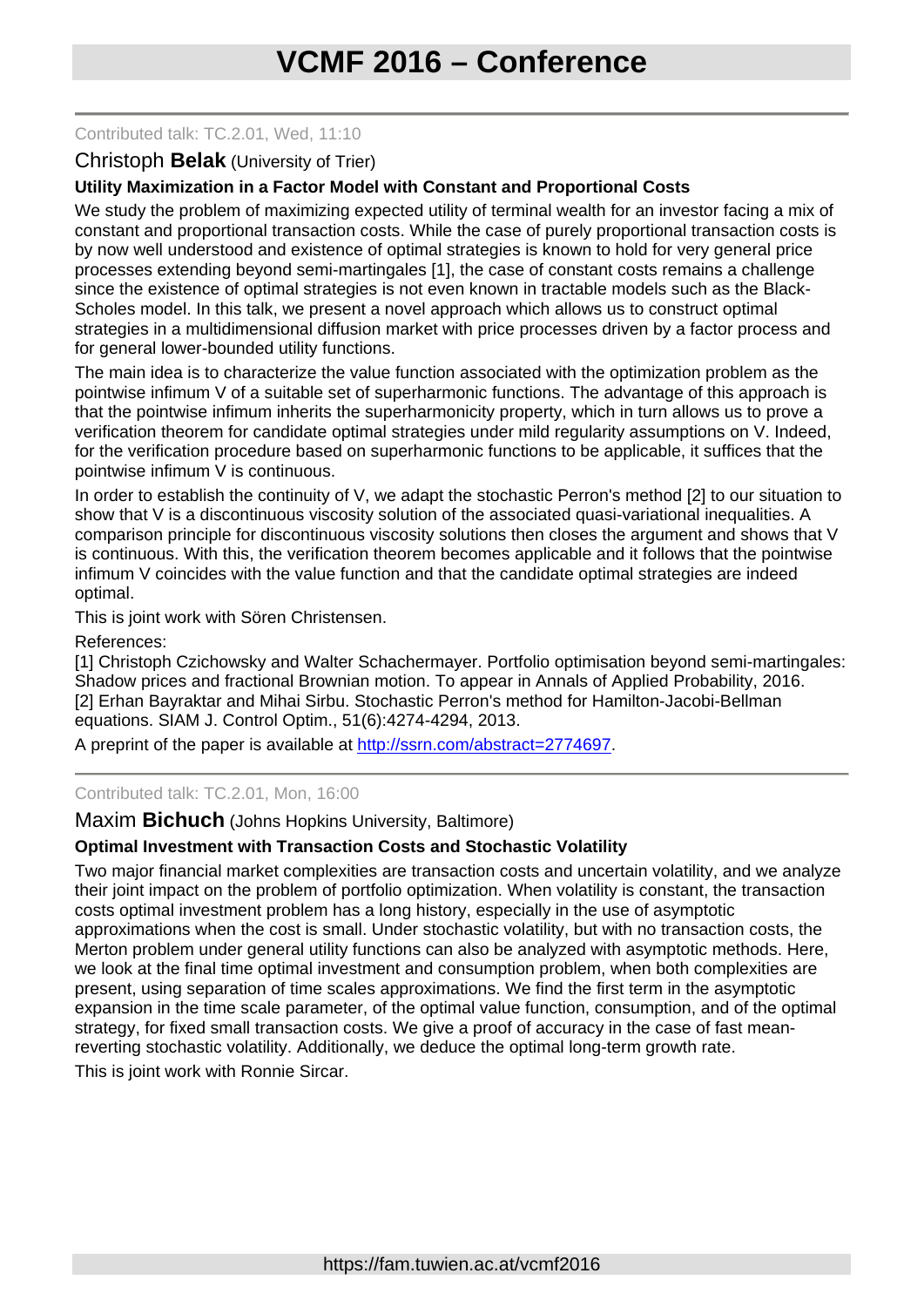Contributed talk: TC.2.01, Wed, 11:10

## Christoph **Belak** (University of Trier)

### Utility Maximization in a Factor Model with Constant and Proportional Costs

We study the problem of maximizing expected utility of terminal wealth for an investor facing a mix of constant and proportional transaction costs. While the case of purely proportional transaction costs is by now well understood and existence of optimal strategies is known to hold for very general price processes extending beyond semi-martingales [1], the case of constant costs remains a challenge since the existence of optimal strategies is not even known in tractable models such as the Black-Scholes model. In this talk, we present a novel approach which allows us to construct optimal strategies in a multidimensional diffusion market with price processes driven by a factor process and for general lower-bounded utility functions.

The main idea is to characterize the value function associated with the optimization problem as the pointwise infimum $V$ of a suitable set of superharmonic functions. The advantage of this approach is that the pointwise infimum inherits the superharmonicity property, which in turn allows us to prove a verification theorem for candidate optimal strategies under mild regularity assumptions on $V$. Indeed, for the verification procedure based on superharmonic functions to be applicable, it suffices that the pointwise infimum $V$ is continuous.

In order to establish the continuity of $V$, we adapt the stochastic Perron's method [2] to our situation to show that $V$ is a discontinuous viscosity solution of the associated quasi-variational inequalities. A comparison principle for discontinuous viscosity solutions then closes the argument and shows that $V$ is continuous. With this, the verification theorem becomes applicable and it follows that the pointwise infimum $V$ coincides with the value function and that the candidate optimal strategies are indeed optimal.

This is joint work with Sören Christensen.

References:

[1] Christoph Czichowsky and Walter Schachermayer. Portfolio optimisation beyond semi-martingales: Shadow prices and fractional Brownian motion. To appear in Annals of Applied Probability, 2016.
[2] Erhan Bayraktar and Mihai Sirbu. Stochastic Perron's method for Hamilton-Jacobi-Bellman equations. SIAM J. Control Optim., 51(6):4274-4294, 2013.

A preprint of the paper is available at http://ssrn.com/abstract=2774697.

---

Contributed talk: TC.2.01, Mon, 16:00

## Maxim **Bichuch** (Johns Hopkins University, Baltimore)

### Optimal Investment with Transaction Costs and Stochastic Volatility

Two major financial market complexities are transaction costs and uncertain volatility, and we analyze their joint impact on the problem of portfolio optimization. When volatility is constant, the transaction costs optimal investment problem has a long history, especially in the use of asymptotic approximations when the cost is small. Under stochastic volatility, but with no transaction costs, the Merton problem under general utility functions can also be analyzed with asymptotic methods. Here, we look at the final time optimal investment and consumption problem, when both complexities are present, using separation of time scales approximations. We find the first term in the asymptotic expansion in the time scale parameter, of the optimal value function, consumption, and of the optimal strategy, for fixed small transaction costs. We give a proof of accuracy in the case of fast mean-reverting stochastic volatility. Additionally, we deduce the optimal long-term growth rate.

This is joint work with Ronnie Sircar.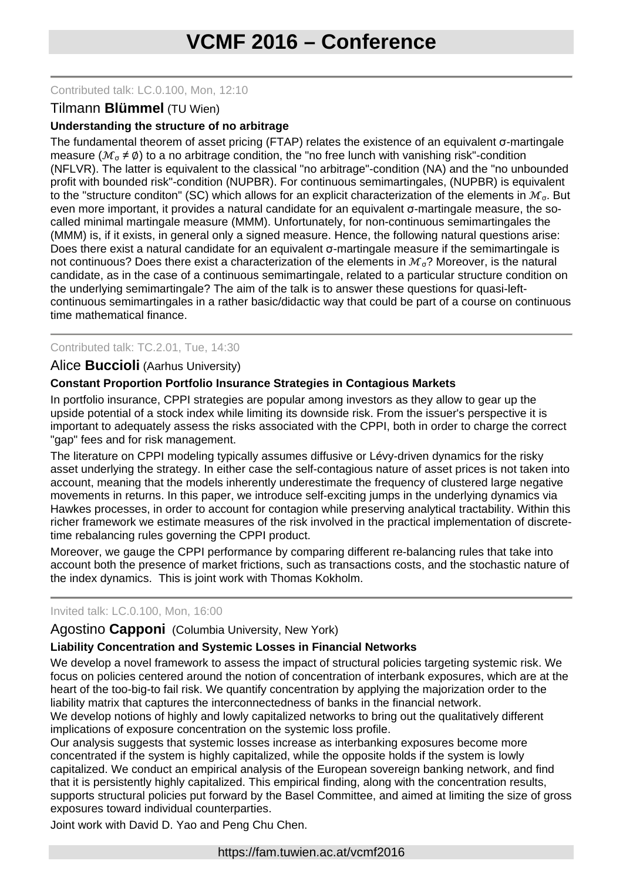Contributed talk: LC.0.100, Mon, 12:10

Tilmann **Blümmel** (TU Wien)

**Understanding the structure of no arbitrage**

The fundamental theorem of asset pricing (FTAP) relates the existence of an equivalent σ-martingale measure ($\mathcal{M}_\sigma \neq \emptyset$) to a no arbitrage condition, the "no free lunch with vanishing risk"-condition (NFLVR). The latter is equivalent to the classical "no arbitrage"-condition (NA) and the "no unbounded profit with bounded risk"-condition (NUPBR). For continuous semimartingales, (NUPBR) is equivalent to the "structure conditon" (SC) which allows for an explicit characterization of the elements in $\mathcal{M}_\sigma$. But even more important, it provides a natural candidate for an equivalent σ-martingale measure, the so-called minimal martingale measure (MMM). Unfortunately, for non-continuous semimartingales the (MMM) is, if it exists, in general only a signed measure. Hence, the following natural questions arise: Does there exist a natural candidate for an equivalent σ-martingale measure if the semimartingale is not continuous? Does there exist a characterization of the elements in $\mathcal{M}_\sigma$? Moreover, is the natural candidate, as in the case of a continuous semimartingale, related to a particular structure condition on the underlying semimartingale? The aim of the talk is to answer these questions for quasi-left-continuous semimartingales in a rather basic/didactic way that could be part of a course on continuous time mathematical finance.

---

Contributed talk: TC.2.01, Tue, 14:30

Alice **Buccioli** (Aarhus University)

**Constant Proportion Portfolio Insurance Strategies in Contagious Markets**

In portfolio insurance, CPPI strategies are popular among investors as they allow to gear up the upside potential of a stock index while limiting its downside risk. From the issuer's perspective it is important to adequately assess the risks associated with the CPPI, both in order to charge the correct "gap" fees and for risk management.

The literature on CPPI modeling typically assumes diffusive or Lévy-driven dynamics for the risky asset underlying the strategy. In either case the self-contagious nature of asset prices is not taken into account, meaning that the models inherently underestimate the frequency of clustered large negative movements in returns. In this paper, we introduce self-exciting jumps in the underlying dynamics via Hawkes processes, in order to account for contagion while preserving analytical tractability. Within this richer framework we estimate measures of the risk involved in the practical implementation of discrete-time rebalancing rules governing the CPPI product.

Moreover, we gauge the CPPI performance by comparing different re-balancing rules that take into account both the presence of market frictions, such as transactions costs, and the stochastic nature of the index dynamics. This is joint work with Thomas Kokholm.

---

Invited talk: LC.0.100, Mon, 16:00

Agostino **Capponi** (Columbia University, New York)

**Liability Concentration and Systemic Losses in Financial Networks**

We develop a novel framework to assess the impact of structural policies targeting systemic risk. We focus on policies centered around the notion of concentration of interbank exposures, which are at the heart of the too-big-to fail risk. We quantify concentration by applying the majorization order to the liability matrix that captures the interconnectedness of banks in the financial network.
We develop notions of highly and lowly capitalized networks to bring out the qualitatively different implications of exposure concentration on the systemic loss profile.
Our analysis suggests that systemic losses increase as interbanking exposures become more concentrated if the system is highly capitalized, while the opposite holds if the system is lowly capitalized. We conduct an empirical analysis of the European sovereign banking network, and find that it is persistently highly capitalized. This empirical finding, along with the concentration results, supports structural policies put forward by the Basel Committee, and aimed at limiting the size of gross exposures toward individual counterparties.

Joint work with David D. Yao and Peng Chu Chen.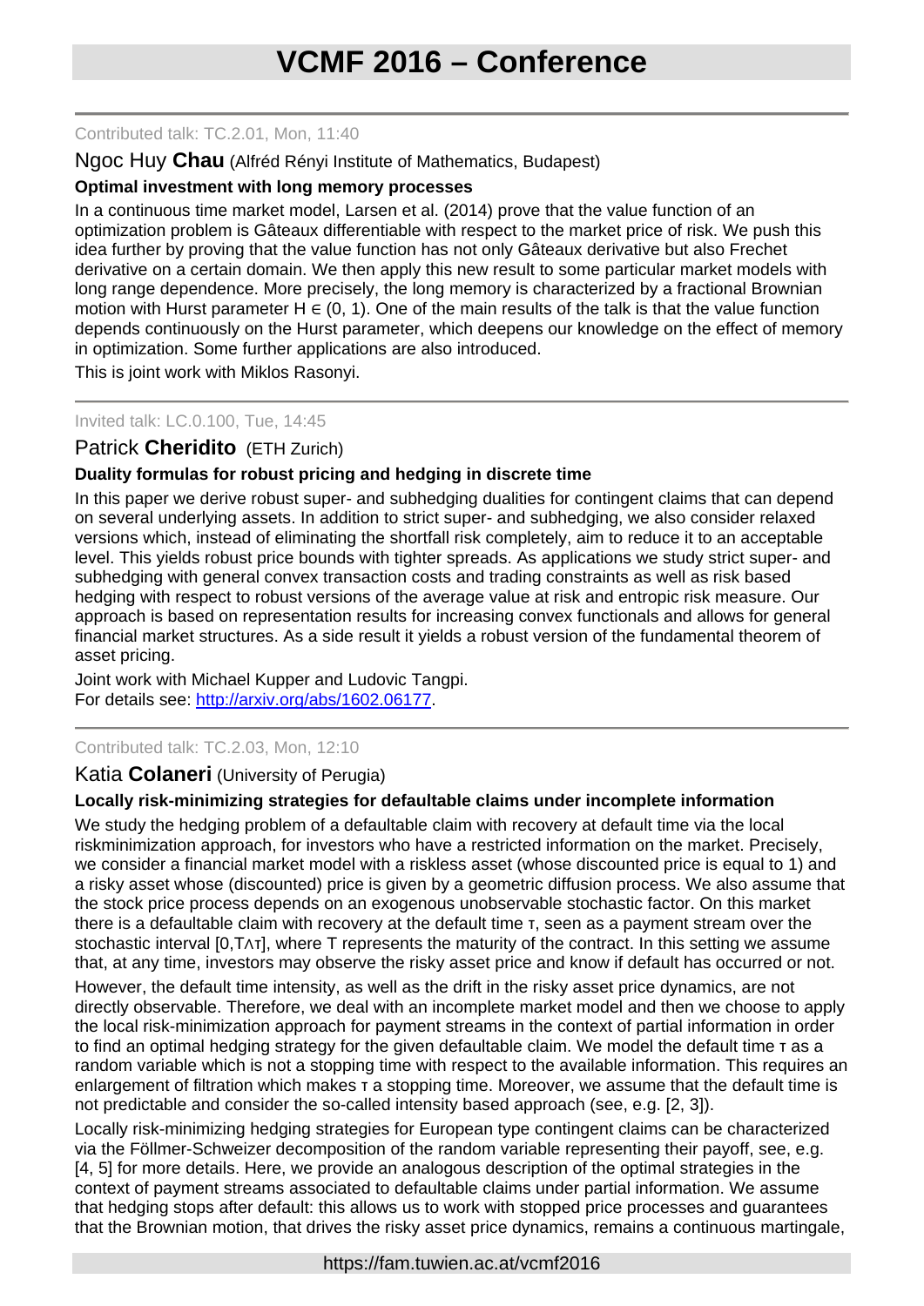Contributed talk: TC.2.01, Mon, 11:40

Ngoc Huy **Chau** (Alfréd Rényi Institute of Mathematics, Budapest)

**Optimal investment with long memory processes**

In a continuous time market model, Larsen et al. (2014) prove that the value function of an optimization problem is Gâteaux differentiable with respect to the market price of risk. We push this idea further by proving that the value function has not only Gâteaux derivative but also Frechet derivative on a certain domain. We then apply this new result to some particular market models with long range dependence. More precisely, the long memory is characterized by a fractional Brownian motion with Hurst parameter $H \in (0, 1)$. One of the main results of the talk is that the value function depends continuously on the Hurst parameter, which deepens our knowledge on the effect of memory in optimization. Some further applications are also introduced.

This is joint work with Miklos Rasonyi.

---

Invited talk: LC.0.100, Tue, 14:45

Patrick **Cheridito** (ETH Zurich)

**Duality formulas for robust pricing and hedging in discrete time**

In this paper we derive robust super- and subhedging dualities for contingent claims that can depend on several underlying assets. In addition to strict super- and subhedging, we also consider relaxed versions which, instead of eliminating the shortfall risk completely, aim to reduce it to an acceptable level. This yields robust price bounds with tighter spreads. As applications we study strict super- and subhedging with general convex transaction costs and trading constraints as well as risk based hedging with respect to robust versions of the average value at risk and entropic risk measure. Our approach is based on representation results for increasing convex functionals and allows for general financial market structures. As a side result it yields a robust version of the fundamental theorem of asset pricing.

Joint work with Michael Kupper and Ludovic Tangpi.
For details see: http://arxiv.org/abs/1602.06177.

---

Contributed talk: TC.2.03, Mon, 12:10

Katia **Colaneri** (University of Perugia)

**Locally risk-minimizing strategies for defaultable claims under incomplete information**

We study the hedging problem of a defaultable claim with recovery at default time via the local riskminimization approach, for investors who have a restricted information on the market. Precisely, we consider a financial market model with a riskless asset (whose discounted price is equal to 1) and a risky asset whose (discounted) price is given by a geometric diffusion process. We also assume that the stock price process depends on an exogenous unobservable stochastic factor. On this market there is a defaultable claim with recovery at the default time $\tau$, seen as a payment stream over the stochastic interval $[0,T \wedge \tau]$, where T represents the maturity of the contract. In this setting we assume that, at any time, investors may observe the risky asset price and know if default has occurred or not.

However, the default time intensity, as well as the drift in the risky asset price dynamics, are not directly observable. Therefore, we deal with an incomplete market model and then we choose to apply the local risk-minimization approach for payment streams in the context of partial information in order to find an optimal hedging strategy for the given defaultable claim. We model the default time $\tau$ as a random variable which is not a stopping time with respect to the available information. This requires an enlargement of filtration which makes $\tau$ a stopping time. Moreover, we assume that the default time is not predictable and consider the so-called intensity based approach (see, e.g. [2, 3]).

Locally risk-minimizing hedging strategies for European type contingent claims can be characterized via the Föllmer-Schweizer decomposition of the random variable representing their payoff, see, e.g. [4, 5] for more details. Here, we provide an analogous description of the optimal strategies in the context of payment streams associated to defaultable claims under partial information. We assume that hedging stops after default: this allows us to work with stopped price processes and guarantees that the Brownian motion, that drives the risky asset price dynamics, remains a continuous martingale,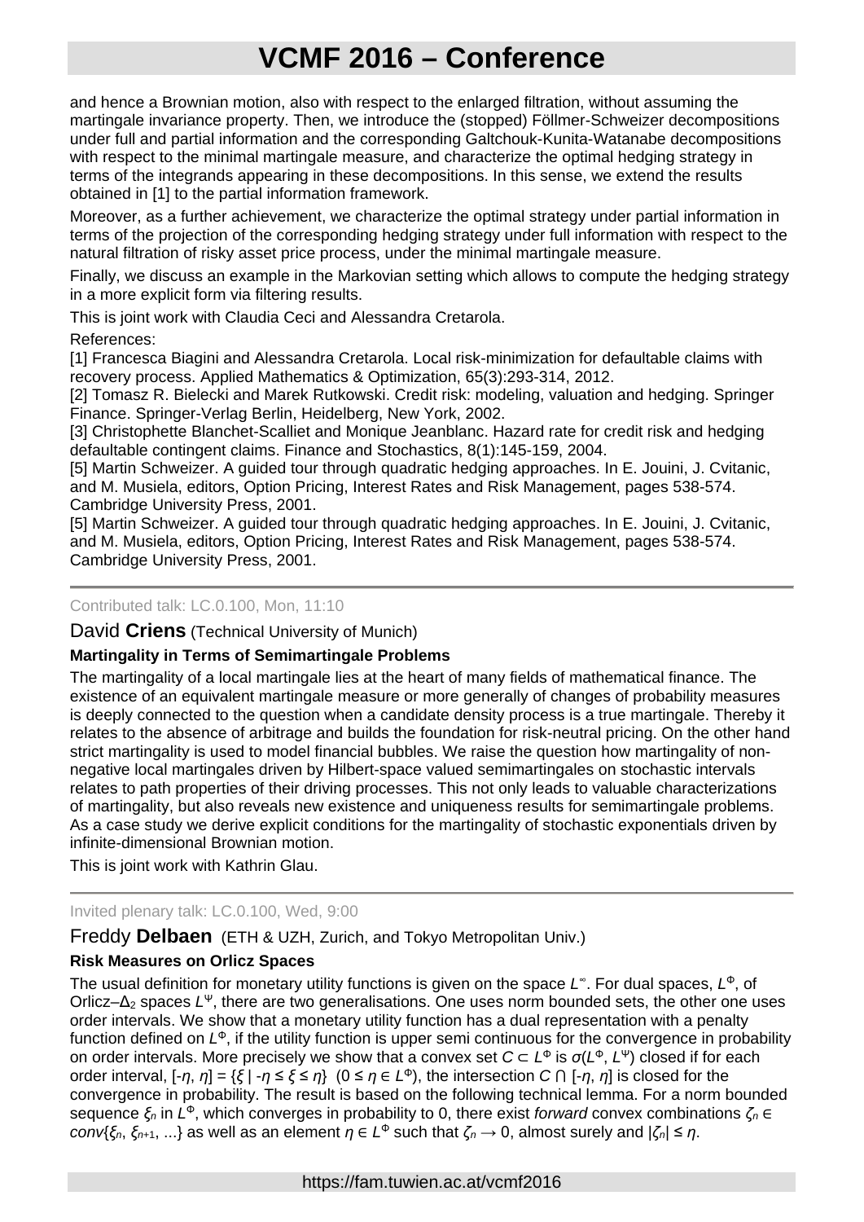and hence a Brownian motion, also with respect to the enlarged filtration, without assuming the martingale invariance property. Then, we introduce the (stopped) Föllmer-Schweizer decompositions under full and partial information and the corresponding Galtchouk-Kunita-Watanabe decompositions with respect to the minimal martingale measure, and characterize the optimal hedging strategy in terms of the integrands appearing in these decompositions. In this sense, we extend the results obtained in [1] to the partial information framework.

Moreover, as a further achievement, we characterize the optimal strategy under partial information in terms of the projection of the corresponding hedging strategy under full information with respect to the natural filtration of risky asset price process, under the minimal martingale measure.

Finally, we discuss an example in the Markovian setting which allows to compute the hedging strategy in a more explicit form via filtering results.

This is joint work with Claudia Ceci and Alessandra Cretarola.

References:

[1] Francesca Biagini and Alessandra Cretarola. Local risk-minimization for defaultable claims with recovery process. Applied Mathematics & Optimization, 65(3):293-314, 2012.

[2] Tomasz R. Bielecki and Marek Rutkowski. Credit risk: modeling, valuation and hedging. Springer Finance. Springer-Verlag Berlin, Heidelberg, New York, 2002.

[3] Christophette Blanchet-Scalliet and Monique Jeanblanc. Hazard rate for credit risk and hedging defaultable contingent claims. Finance and Stochastics, 8(1):145-159, 2004.

[5] Martin Schweizer. A guided tour through quadratic hedging approaches. In E. Jouini, J. Cvitanic, and M. Musiela, editors, Option Pricing, Interest Rates and Risk Management, pages 538-574. Cambridge University Press, 2001.

[5] Martin Schweizer. A guided tour through quadratic hedging approaches. In E. Jouini, J. Cvitanic, and M. Musiela, editors, Option Pricing, Interest Rates and Risk Management, pages 538-574. Cambridge University Press, 2001.

---

Contributed talk: LC.0.100, Mon, 11:10

David **Criens** (Technical University of Munich)

**Martingality in Terms of Semimartingale Problems**

The martingality of a local martingale lies at the heart of many fields of mathematical finance. The existence of an equivalent martingale measure or more generally of changes of probability measures is deeply connected to the question when a candidate density process is a true martingale. Thereby it relates to the absence of arbitrage and builds the foundation for risk-neutral pricing. On the other hand strict martingality is used to model financial bubbles. We raise the question how martingality of non-negative local martingales driven by Hilbert-space valued semimartingales on stochastic intervals relates to path properties of their driving processes. This not only leads to valuable characterizations of martingality, but also reveals new existence and uniqueness results for semimartingale problems. As a case study we derive explicit conditions for the martingality of stochastic exponentials driven by infinite-dimensional Brownian motion.

This is joint work with Kathrin Glau.

---

Invited plenary talk: LC.0.100, Wed, 9:00

Freddy **Delbaen** (ETH & UZH, Zurich, and Tokyo Metropolitan Univ.)

**Risk Measures on Orlicz Spaces**

The usual definition for monetary utility functions is given on the space $L^\infty$. For dual spaces, $L^\Phi$, of Orlicz–$\Delta_2$ spaces $L^\Psi$, there are two generalisations. One uses norm bounded sets, the other one uses order intervals. We show that a monetary utility function has a dual representation with a penalty function defined on $L^\Phi$, if the utility function is upper semi continuous for the convergence in probability on order intervals. More precisely we show that a convex set $C \subset L^\Phi$ is $\sigma(L^\Phi, L^\Psi)$ closed if for each order interval, $[-\eta, \eta] = \{\xi \mid -\eta \le \xi \le \eta\}$ $(0 \le \eta \in L^\Phi)$, the intersection $C \cap [-\eta, \eta]$ is closed for the convergence in probability. The result is based on the following technical lemma. For a norm bounded sequence $\xi_n$ in $L^\Phi$, which converges in probability to 0, there exist *forward* convex combinations $\zeta_n \in conv\{\xi_n, \xi_{n+1}, \ldots\}$ as well as an element $\eta \in L^\Phi$ such that $\zeta_n \to 0$, almost surely and $|\zeta_n| \le \eta$.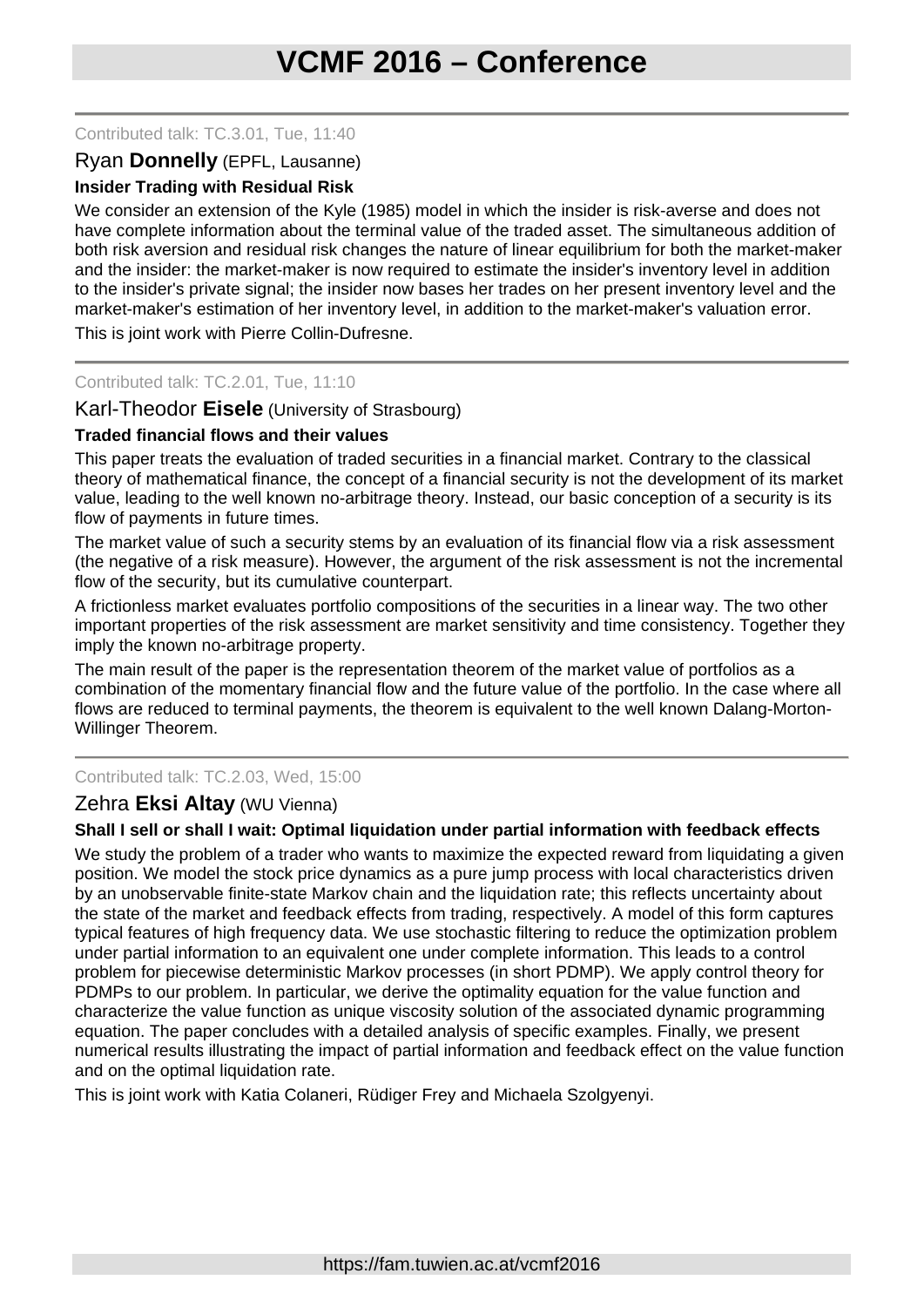Contributed talk: TC.3.01, Tue, 11:40

## Ryan **Donnelly** (EPFL, Lausanne)

### Insider Trading with Residual Risk

We consider an extension of the Kyle (1985) model in which the insider is risk-averse and does not have complete information about the terminal value of the traded asset. The simultaneous addition of both risk aversion and residual risk changes the nature of linear equilibrium for both the market-maker and the insider: the market-maker is now required to estimate the insider's inventory level in addition to the insider's private signal; the insider now bases her trades on her present inventory level and the market-maker's estimation of her inventory level, in addition to the market-maker's valuation error.

This is joint work with Pierre Collin-Dufresne.

---

Contributed talk: TC.2.01, Tue, 11:10

## Karl-Theodor **Eisele** (University of Strasbourg)

### Traded financial flows and their values

This paper treats the evaluation of traded securities in a financial market. Contrary to the classical theory of mathematical finance, the concept of a financial security is not the development of its market value, leading to the well known no-arbitrage theory. Instead, our basic conception of a security is its flow of payments in future times.

The market value of such a security stems by an evaluation of its financial flow via a risk assessment (the negative of a risk measure). However, the argument of the risk assessment is not the incremental flow of the security, but its cumulative counterpart.

A frictionless market evaluates portfolio compositions of the securities in a linear way. The two other important properties of the risk assessment are market sensitivity and time consistency. Together they imply the known no-arbitrage property.

The main result of the paper is the representation theorem of the market value of portfolios as a combination of the momentary financial flow and the future value of the portfolio. In the case where all flows are reduced to terminal payments, the theorem is equivalent to the well known Dalang-Morton-Willinger Theorem.

---

Contributed talk: TC.2.03, Wed, 15:00

## Zehra **Eksi Altay** (WU Vienna)

### Shall I sell or shall I wait: Optimal liquidation under partial information with feedback effects

We study the problem of a trader who wants to maximize the expected reward from liquidating a given position. We model the stock price dynamics as a pure jump process with local characteristics driven by an unobservable finite-state Markov chain and the liquidation rate; this reflects uncertainty about the state of the market and feedback effects from trading, respectively. A model of this form captures typical features of high frequency data. We use stochastic filtering to reduce the optimization problem under partial information to an equivalent one under complete information. This leads to a control problem for piecewise deterministic Markov processes (in short PDMP). We apply control theory for PDMPs to our problem. In particular, we derive the optimality equation for the value function and characterize the value function as unique viscosity solution of the associated dynamic programming equation. The paper concludes with a detailed analysis of specific examples. Finally, we present numerical results illustrating the impact of partial information and feedback effect on the value function and on the optimal liquidation rate.

This is joint work with Katia Colaneri, Rüdiger Frey and Michaela Szolgyenyi.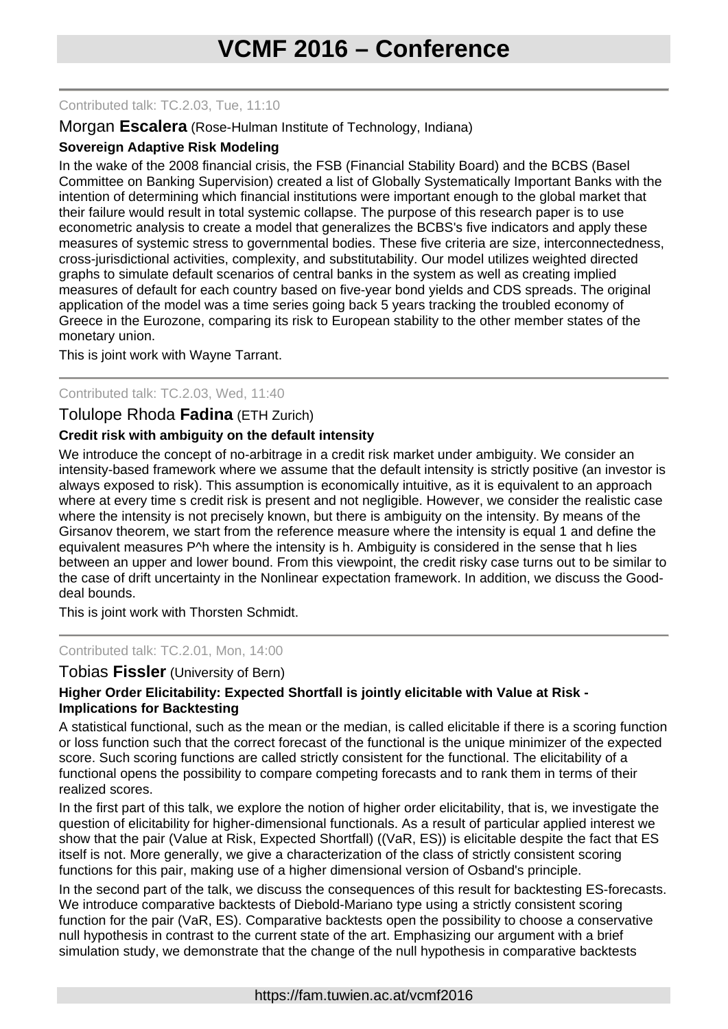Contributed talk: TC.2.03, Tue, 11:10

Morgan **Escalera** (Rose-Hulman Institute of Technology, Indiana)

**Sovereign Adaptive Risk Modeling**

In the wake of the 2008 financial crisis, the FSB (Financial Stability Board) and the BCBS (Basel Committee on Banking Supervision) created a list of Globally Systematically Important Banks with the intention of determining which financial institutions were important enough to the global market that their failure would result in total systemic collapse. The purpose of this research paper is to use econometric analysis to create a model that generalizes the BCBS's five indicators and apply these measures of systemic stress to governmental bodies. These five criteria are size, interconnectedness, cross-jurisdictional activities, complexity, and substitutability. Our model utilizes weighted directed graphs to simulate default scenarios of central banks in the system as well as creating implied measures of default for each country based on five-year bond yields and CDS spreads. The original application of the model was a time series going back 5 years tracking the troubled economy of Greece in the Eurozone, comparing its risk to European stability to the other member states of the monetary union.

This is joint work with Wayne Tarrant.

---

Contributed talk: TC.2.03, Wed, 11:40

Tolulope Rhoda **Fadina** (ETH Zurich)

**Credit risk with ambiguity on the default intensity**

We introduce the concept of no-arbitrage in a credit risk market under ambiguity. We consider an intensity-based framework where we assume that the default intensity is strictly positive (an investor is always exposed to risk). This assumption is economically intuitive, as it is equivalent to an approach where at every time s credit risk is present and not negligible. However, we consider the realistic case where the intensity is not precisely known, but there is ambiguity on the intensity. By means of the Girsanov theorem, we start from the reference measure where the intensity is equal 1 and define the equivalent measures $P^h$ where the intensity is h. Ambiguity is considered in the sense that h lies between an upper and lower bound. From this viewpoint, the credit risky case turns out to be similar to the case of drift uncertainty in the Nonlinear expectation framework. In addition, we discuss the Good-deal bounds.

This is joint work with Thorsten Schmidt.

---

Contributed talk: TC.2.01, Mon, 14:00

Tobias **Fissler** (University of Bern)

**Higher Order Elicitability: Expected Shortfall is jointly elicitable with Value at Risk - Implications for Backtesting**

A statistical functional, such as the mean or the median, is called elicitable if there is a scoring function or loss function such that the correct forecast of the functional is the unique minimizer of the expected score. Such scoring functions are called strictly consistent for the functional. The elicitability of a functional opens the possibility to compare competing forecasts and to rank them in terms of their realized scores.

In the first part of this talk, we explore the notion of higher order elicitability, that is, we investigate the question of elicitability for higher-dimensional functionals. As a result of particular applied interest we show that the pair (Value at Risk, Expected Shortfall) ((VaR, ES)) is elicitable despite the fact that ES itself is not. More generally, we give a characterization of the class of strictly consistent scoring functions for this pair, making use of a higher dimensional version of Osband's principle.

In the second part of the talk, we discuss the consequences of this result for backtesting ES-forecasts. We introduce comparative backtests of Diebold-Mariano type using a strictly consistent scoring function for the pair (VaR, ES). Comparative backtests open the possibility to choose a conservative null hypothesis in contrast to the current state of the art. Emphasizing our argument with a brief simulation study, we demonstrate that the change of the null hypothesis in comparative backtests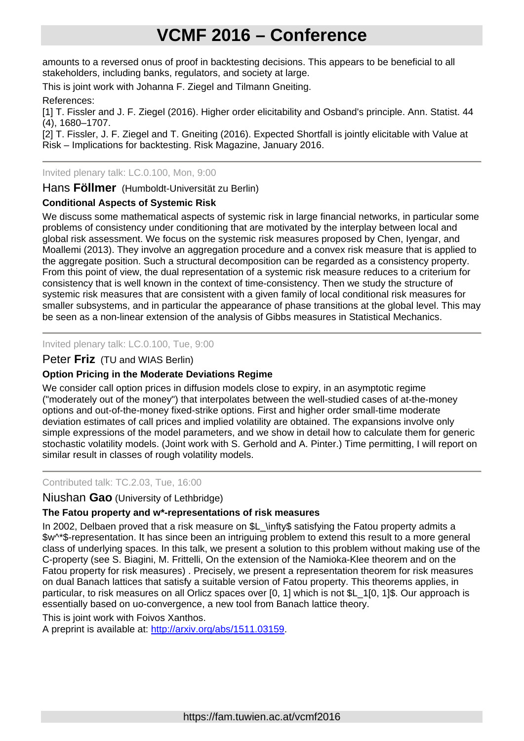amounts to a reversed onus of proof in backtesting decisions. This appears to be beneficial to all stakeholders, including banks, regulators, and society at large.

This is joint work with Johanna F. Ziegel and Tilmann Gneiting.

References:

[1] T. Fissler and J. F. Ziegel (2016). Higher order elicitability and Osband's principle. Ann. Statist. 44 (4), 1680–1707.

[2] T. Fissler, J. F. Ziegel and T. Gneiting (2016). Expected Shortfall is jointly elicitable with Value at Risk – Implications for backtesting. Risk Magazine, January 2016.

---

Invited plenary talk: LC.0.100, Mon, 9:00

## Hans **Föllmer** (Humboldt-Universität zu Berlin)

### Conditional Aspects of Systemic Risk

We discuss some mathematical aspects of systemic risk in large financial networks, in particular some problems of consistency under conditioning that are motivated by the interplay between local and global risk assessment. We focus on the systemic risk measures proposed by Chen, Iyengar, and Moallemi (2013). They involve an aggregation procedure and a convex risk measure that is applied to the aggregate position. Such a structural decomposition can be regarded as a consistency property. From this point of view, the dual representation of a systemic risk measure reduces to a criterium for consistency that is well known in the context of time-consistency. Then we study the structure of systemic risk measures that are consistent with a given family of local conditional risk measures for smaller subsystems, and in particular the appearance of phase transitions at the global level. This may be seen as a non-linear extension of the analysis of Gibbs measures in Statistical Mechanics.

---

Invited plenary talk: LC.0.100, Tue, 9:00

## Peter **Friz** (TU and WIAS Berlin)

### Option Pricing in the Moderate Deviations Regime

We consider call option prices in diffusion models close to expiry, in an asymptotic regime ("moderately out of the money") that interpolates between the well-studied cases of at-the-money options and out-of-the-money fixed-strike options. First and higher order small-time moderate deviation estimates of call prices and implied volatility are obtained. The expansions involve only simple expressions of the model parameters, and we show in detail how to calculate them for generic stochastic volatility models. (Joint work with S. Gerhold and A. Pinter.) Time permitting, I will report on similar result in classes of rough volatility models.

---

Contributed talk: TC.2.03, Tue, 16:00

## Niushan **Gao** (University of Lethbridge)

### The Fatou property and w*-representations of risk measures

In 2002, Delbaen proved that a risk measure on $L_\infty$ satisfying the Fatou property admits a $w^*$-representation. It has since been an intriguing problem to extend this result to a more general class of underlying spaces. In this talk, we present a solution to this problem without making use of the C-property (see S. Biagini, M. Frittelli, On the extension of the Namioka-Klee theorem and on the Fatou property for risk measures) . Precisely, we present a representation theorem for risk measures on dual Banach lattices that satisfy a suitable version of Fatou property. This theorems applies, in particular, to risk measures on all Orlicz spaces over [0, 1] which is not $L_1[0, 1]$. Our approach is essentially based on uo-convergence, a new tool from Banach lattice theory.

This is joint work with Foivos Xanthos.

A preprint is available at: http://arxiv.org/abs/1511.03159.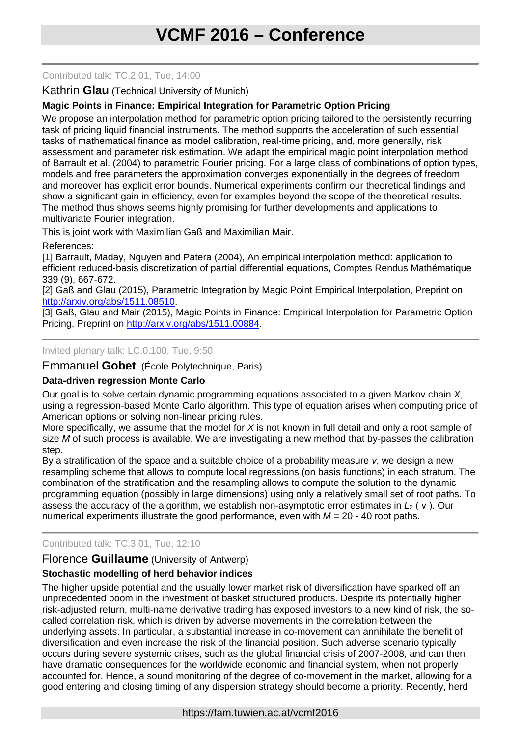Contributed talk: TC.2.01, Tue, 14:00

Kathrin **Glau** (Technical University of Munich)

**Magic Points in Finance: Empirical Integration for Parametric Option Pricing**

We propose an interpolation method for parametric option pricing tailored to the persistently recurring task of pricing liquid financial instruments. The method supports the acceleration of such essential tasks of mathematical finance as model calibration, real-time pricing, and, more generally, risk assessment and parameter risk estimation. We adapt the empirical magic point interpolation method of Barrault et al. (2004) to parametric Fourier pricing. For a large class of combinations of option types, models and free parameters the approximation converges exponentially in the degrees of freedom and moreover has explicit error bounds. Numerical experiments confirm our theoretical findings and show a significant gain in efficiency, even for examples beyond the scope of the theoretical results. The method thus shows seems highly promising for further developments and applications to multivariate Fourier integration.

This is joint work with Maximilian Gaß and Maximilian Mair.

References:
[1] Barrault, Maday, Nguyen and Patera (2004), An empirical interpolation method: application to efficient reduced-basis discretization of partial differential equations, Comptes Rendus Mathématique 339 (9), 667-672.
[2] Gaß and Glau (2015), Parametric Integration by Magic Point Empirical Interpolation, Preprint on http://arxiv.org/abs/1511.08510.
[3] Gaß, Glau and Mair (2015), Magic Points in Finance: Empirical Interpolation for Parametric Option Pricing, Preprint on http://arxiv.org/abs/1511.00884.

---

Invited plenary talk: LC.0.100, Tue, 9:50

Emmanuel **Gobet** (École Polytechnique, Paris)

**Data-driven regression Monte Carlo**

Our goal is to solve certain dynamic programming equations associated to a given Markov chain $X$, using a regression-based Monte Carlo algorithm. This type of equation arises when computing price of American options or solving non-linear pricing rules.
More specifically, we assume that the model for $X$ is not known in full detail and only a root sample of size $M$ of such process is available. We are investigating a new method that by-passes the calibration step.
By a stratification of the space and a suitable choice of a probability measure $v$, we design a new resampling scheme that allows to compute local regressions (on basis functions) in each stratum. The combination of the stratification and the resampling allows to compute the solution to the dynamic programming equation (possibly in large dimensions) using only a relatively small set of root paths. To assess the accuracy of the algorithm, we establish non-asymptotic error estimates in $L_2(v)$. Our numerical experiments illustrate the good performance, even with $M$ = 20 - 40 root paths.

---

Contributed talk: TC.3.01, Tue, 12:10

Florence **Guillaume** (University of Antwerp)

**Stochastic modelling of herd behavior indices**

The higher upside potential and the usually lower market risk of diversification have sparked off an unprecedented boom in the investment of basket structured products. Despite its potentially higher risk-adjusted return, multi-name derivative trading has exposed investors to a new kind of risk, the so-called correlation risk, which is driven by adverse movements in the correlation between the underlying assets. In particular, a substantial increase in co-movement can annihilate the benefit of diversification and even increase the risk of the financial position. Such adverse scenario typically occurs during severe systemic crises, such as the global financial crisis of 2007-2008, and can then have dramatic consequences for the worldwide economic and financial system, when not properly accounted for. Hence, a sound monitoring of the degree of co-movement in the market, allowing for a good entering and closing timing of any dispersion strategy should become a priority. Recently, herd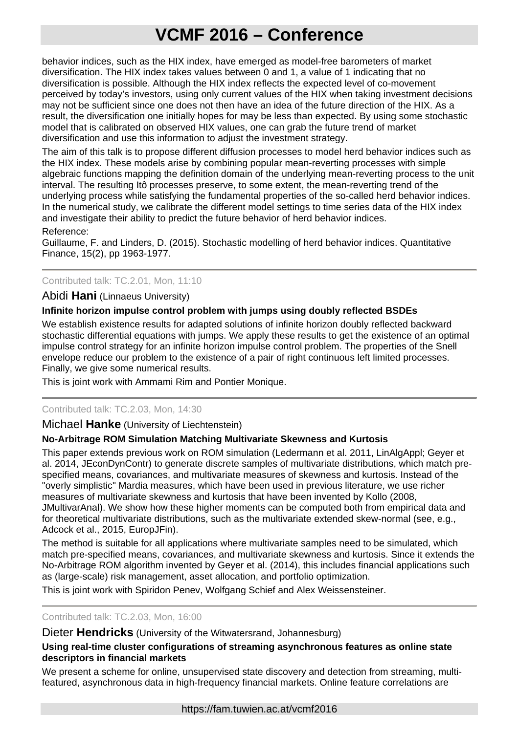behavior indices, such as the HIX index, have emerged as model-free barometers of market diversification. The HIX index takes values between 0 and 1, a value of 1 indicating that no diversification is possible. Although the HIX index reflects the expected level of co-movement perceived by today's investors, using only current values of the HIX when taking investment decisions may not be sufficient since one does not then have an idea of the future direction of the HIX. As a result, the diversification one initially hopes for may be less than expected. By using some stochastic model that is calibrated on observed HIX values, one can grab the future trend of market diversification and use this information to adjust the investment strategy.

The aim of this talk is to propose different diffusion processes to model herd behavior indices such as the HIX index. These models arise by combining popular mean-reverting processes with simple algebraic functions mapping the definition domain of the underlying mean-reverting process to the unit interval. The resulting Itô processes preserve, to some extent, the mean-reverting trend of the underlying process while satisfying the fundamental properties of the so-called herd behavior indices. In the numerical study, we calibrate the different model settings to time series data of the HIX index and investigate their ability to predict the future behavior of herd behavior indices.

Reference:
Guillaume, F. and Linders, D. (2015). Stochastic modelling of herd behavior indices. Quantitative Finance, 15(2), pp 1963-1977.

---

Contributed talk: TC.2.01, Mon, 11:10

## Abidi **Hani** (Linnaeus University)

**Infinite horizon impulse control problem with jumps using doubly reflected BSDEs**

We establish existence results for adapted solutions of infinite horizon doubly reflected backward stochastic differential equations with jumps. We apply these results to get the existence of an optimal impulse control strategy for an infinite horizon impulse control problem. The properties of the Snell envelope reduce our problem to the existence of a pair of right continuous left limited processes. Finally, we give some numerical results.

This is joint work with Ammami Rim and Pontier Monique.

---

Contributed talk: TC.2.03, Mon, 14:30

## Michael **Hanke** (University of Liechtenstein)

**No-Arbitrage ROM Simulation Matching Multivariate Skewness and Kurtosis**

This paper extends previous work on ROM simulation (Ledermann et al. 2011, LinAlgAppl; Geyer et al. 2014, JEconDynContr) to generate discrete samples of multivariate distributions, which match pre-specified means, covariances, and multivariate measures of skewness and kurtosis. Instead of the "overly simplistic" Mardia measures, which have been used in previous literature, we use richer measures of multivariate skewness and kurtosis that have been invented by Kollo (2008, JMultivarAnal). We show how these higher moments can be computed both from empirical data and for theoretical multivariate distributions, such as the multivariate extended skew-normal (see, e.g., Adcock et al., 2015, EuropJFin).

The method is suitable for all applications where multivariate samples need to be simulated, which match pre-specified means, covariances, and multivariate skewness and kurtosis. Since it extends the No-Arbitrage ROM algorithm invented by Geyer et al. (2014), this includes financial applications such as (large-scale) risk management, asset allocation, and portfolio optimization.

This is joint work with Spiridon Penev, Wolfgang Schief and Alex Weissensteiner.

---

Contributed talk: TC.2.03, Mon, 16:00

## Dieter **Hendricks** (University of the Witwatersrand, Johannesburg)

**Using real-time cluster configurations of streaming asynchronous features as online state descriptors in financial markets**

We present a scheme for online, unsupervised state discovery and detection from streaming, multi-featured, asynchronous data in high-frequency financial markets. Online feature correlations are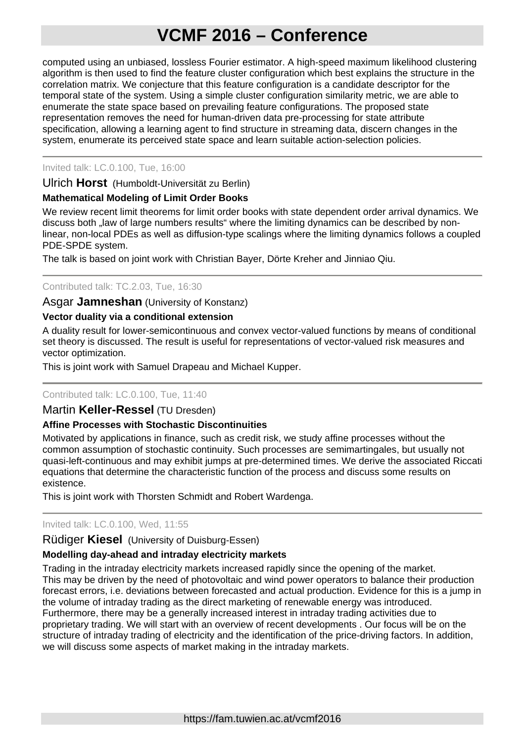computed using an unbiased, lossless Fourier estimator. A high-speed maximum likelihood clustering algorithm is then used to find the feature cluster configuration which best explains the structure in the correlation matrix. We conjecture that this feature configuration is a candidate descriptor for the temporal state of the system. Using a simple cluster configuration similarity metric, we are able to enumerate the state space based on prevailing feature configurations. The proposed state representation removes the need for human-driven data pre-processing for state attribute specification, allowing a learning agent to find structure in streaming data, discern changes in the system, enumerate its perceived state space and learn suitable action-selection policies.

---

Invited talk: LC.0.100, Tue, 16:00

Ulrich **Horst** (Humboldt-Universität zu Berlin)

**Mathematical Modeling of Limit Order Books**

We review recent limit theorems for limit order books with state dependent order arrival dynamics. We discuss both „law of large numbers results" where the limiting dynamics can be described by non-linear, non-local PDEs as well as diffusion-type scalings where the limiting dynamics follows a coupled PDE-SPDE system.

The talk is based on joint work with Christian Bayer, Dörte Kreher and Jinniao Qiu.

---

Contributed talk: TC.2.03, Tue, 16:30

Asgar **Jamneshan** (University of Konstanz)

**Vector duality via a conditional extension**

A duality result for lower-semicontinuous and convex vector-valued functions by means of conditional set theory is discussed. The result is useful for representations of vector-valued risk measures and vector optimization.

This is joint work with Samuel Drapeau and Michael Kupper.

---

Contributed talk: LC.0.100, Tue, 11:40

Martin **Keller-Ressel** (TU Dresden)

**Affine Processes with Stochastic Discontinuities**

Motivated by applications in finance, such as credit risk, we study affine processes without the common assumption of stochastic continuity. Such processes are semimartingales, but usually not quasi-left-continuous and may exhibit jumps at pre-determined times. We derive the associated Riccati equations that determine the characteristic function of the process and discuss some results on existence.

This is joint work with Thorsten Schmidt and Robert Wardenga.

---

Invited talk: LC.0.100, Wed, 11:55

Rüdiger **Kiesel** (University of Duisburg-Essen)

**Modelling day-ahead and intraday electricity markets**

Trading in the intraday electricity markets increased rapidly since the opening of the market.
This may be driven by the need of photovoltaic and wind power operators to balance their production forecast errors, i.e. deviations between forecasted and actual production. Evidence for this is a jump in the volume of intraday trading as the direct marketing of renewable energy was introduced.
Furthermore, there may be a generally increased interest in intraday trading activities due to proprietary trading. We will start with an overview of recent developments . Our focus will be on the structure of intraday trading of electricity and the identification of the price-driving factors. In addition, we will discuss some aspects of market making in the intraday markets.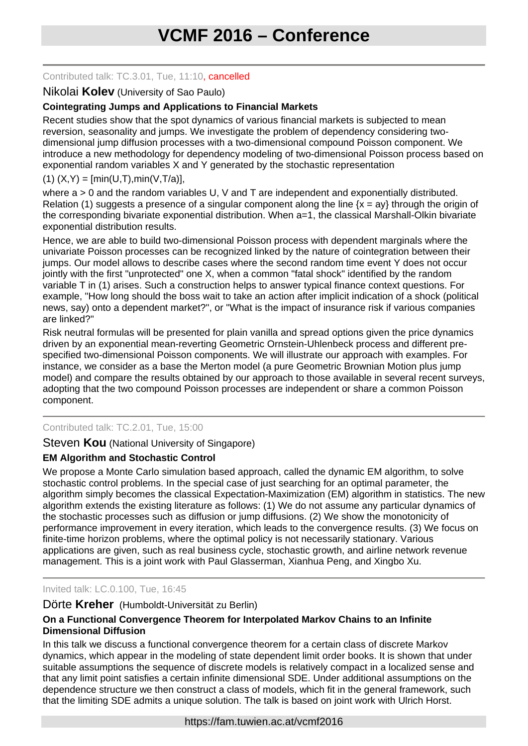Contributed talk: TC.3.01, Tue, 11:10, cancelled

Nikolai **Kolev** (University of Sao Paulo)

**Cointegrating Jumps and Applications to Financial Markets**

Recent studies show that the spot dynamics of various financial markets is subjected to mean reversion, seasonality and jumps. We investigate the problem of dependency considering two-dimensional jump diffusion processes with a two-dimensional compound Poisson component. We introduce a new methodology for dependency modeling of two-dimensional Poisson process based on exponential random variables X and Y generated by the stochastic representation

(1) $(X,Y) = [\min(U,T),\min(V,T/a)]$,

where $a > 0$ and the random variables U, V and T are independent and exponentially distributed. Relation (1) suggests a presence of a singular component along the line $\{x = ay\}$ through the origin of the corresponding bivariate exponential distribution. When a=1, the classical Marshall-Olkin bivariate exponential distribution results.

Hence, we are able to build two-dimensional Poisson process with dependent marginals where the univariate Poisson processes can be recognized linked by the nature of cointegration between their jumps. Our model allows to describe cases where the second random time event Y does not occur jointly with the first "unprotected" one X, when a common "fatal shock" identified by the random variable T in (1) arises. Such a construction helps to answer typical finance context questions. For example, "How long should the boss wait to take an action after implicit indication of a shock (political news, say) onto a dependent market?", or "What is the impact of insurance risk if various companies are linked?"

Risk neutral formulas will be presented for plain vanilla and spread options given the price dynamics driven by an exponential mean-reverting Geometric Ornstein-Uhlenbeck process and different pre-specified two-dimensional Poisson components. We will illustrate our approach with examples. For instance, we consider as a base the Merton model (a pure Geometric Brownian Motion plus jump model) and compare the results obtained by our approach to those available in several recent surveys, adopting that the two compound Poisson processes are independent or share a common Poisson component.

---

Contributed talk: TC.2.01, Tue, 15:00

Steven **Kou** (National University of Singapore)

**EM Algorithm and Stochastic Control**

We propose a Monte Carlo simulation based approach, called the dynamic EM algorithm, to solve stochastic control problems. In the special case of just searching for an optimal parameter, the algorithm simply becomes the classical Expectation-Maximization (EM) algorithm in statistics. The new algorithm extends the existing literature as follows: (1) We do not assume any particular dynamics of the stochastic processes such as diffusion or jump diffusions. (2) We show the monotonicity of performance improvement in every iteration, which leads to the convergence results. (3) We focus on finite-time horizon problems, where the optimal policy is not necessarily stationary. Various applications are given, such as real business cycle, stochastic growth, and airline network revenue management. This is a joint work with Paul Glasserman, Xianhua Peng, and Xingbo Xu.

---

Invited talk: LC.0.100, Tue, 16:45

Dörte **Kreher** (Humboldt-Universität zu Berlin)

**On a Functional Convergence Theorem for Interpolated Markov Chains to an Infinite Dimensional Diffusion**

In this talk we discuss a functional convergence theorem for a certain class of discrete Markov dynamics, which appear in the modeling of state dependent limit order books. It is shown that under suitable assumptions the sequence of discrete models is relatively compact in a localized sense and that any limit point satisfies a certain infinite dimensional SDE. Under additional assumptions on the dependence structure we then construct a class of models, which fit in the general framework, such that the limiting SDE admits a unique solution. The talk is based on joint work with Ulrich Horst.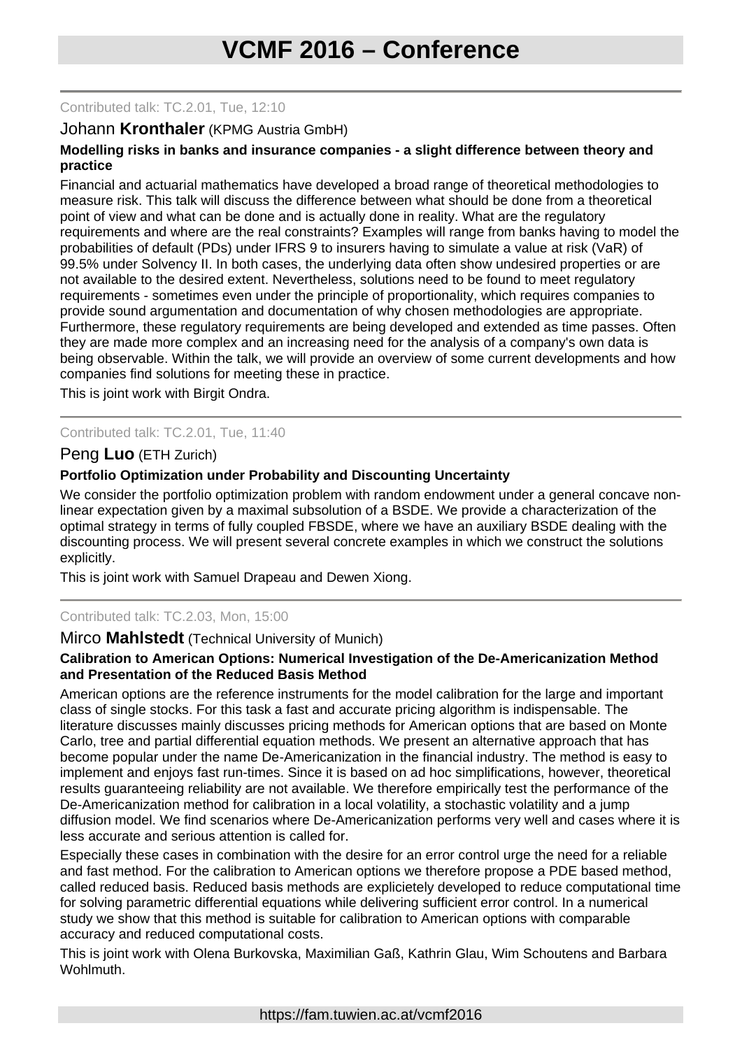Contributed talk: TC.2.01, Tue, 12:10

Johann **Kronthaler** (KPMG Austria GmbH)

**Modelling risks in banks and insurance companies - a slight difference between theory and practice**

Financial and actuarial mathematics have developed a broad range of theoretical methodologies to measure risk. This talk will discuss the difference between what should be done from a theoretical point of view and what can be done and is actually done in reality. What are the regulatory requirements and where are the real constraints? Examples will range from banks having to model the probabilities of default (PDs) under IFRS 9 to insurers having to simulate a value at risk (VaR) of 99.5% under Solvency II. In both cases, the underlying data often show undesired properties or are not available to the desired extent. Nevertheless, solutions need to be found to meet regulatory requirements - sometimes even under the principle of proportionality, which requires companies to provide sound argumentation and documentation of why chosen methodologies are appropriate. Furthermore, these regulatory requirements are being developed and extended as time passes. Often they are made more complex and an increasing need for the analysis of a company's own data is being observable. Within the talk, we will provide an overview of some current developments and how companies find solutions for meeting these in practice.

This is joint work with Birgit Ondra.

---

Contributed talk: TC.2.01, Tue, 11:40

Peng **Luo** (ETH Zurich)

**Portfolio Optimization under Probability and Discounting Uncertainty**

We consider the portfolio optimization problem with random endowment under a general concave non-linear expectation given by a maximal subsolution of a BSDE. We provide a characterization of the optimal strategy in terms of fully coupled FBSDE, where we have an auxiliary BSDE dealing with the discounting process. We will present several concrete examples in which we construct the solutions explicitly.

This is joint work with Samuel Drapeau and Dewen Xiong.

---

Contributed talk: TC.2.03, Mon, 15:00

Mirco **Mahlstedt** (Technical University of Munich)

**Calibration to American Options: Numerical Investigation of the De-Americanization Method and Presentation of the Reduced Basis Method**

American options are the reference instruments for the model calibration for the large and important class of single stocks. For this task a fast and accurate pricing algorithm is indispensable. The literature discusses mainly discusses pricing methods for American options that are based on Monte Carlo, tree and partial differential equation methods. We present an alternative approach that has become popular under the name De-Americanization in the financial industry. The method is easy to implement and enjoys fast run-times. Since it is based on ad hoc simplifications, however, theoretical results guaranteeing reliability are not available. We therefore empirically test the performance of the De-Americanization method for calibration in a local volatility, a stochastic volatility and a jump diffusion model. We find scenarios where De-Americanization performs very well and cases where it is less accurate and serious attention is called for.

Especially these cases in combination with the desire for an error control urge the need for a reliable and fast method. For the calibration to American options we therefore propose a PDE based method, called reduced basis. Reduced basis methods are explicietely developed to reduce computational time for solving parametric differential equations while delivering sufficient error control. In a numerical study we show that this method is suitable for calibration to American options with comparable accuracy and reduced computational costs.

This is joint work with Olena Burkovska, Maximilian Gaß, Kathrin Glau, Wim Schoutens and Barbara Wohlmuth.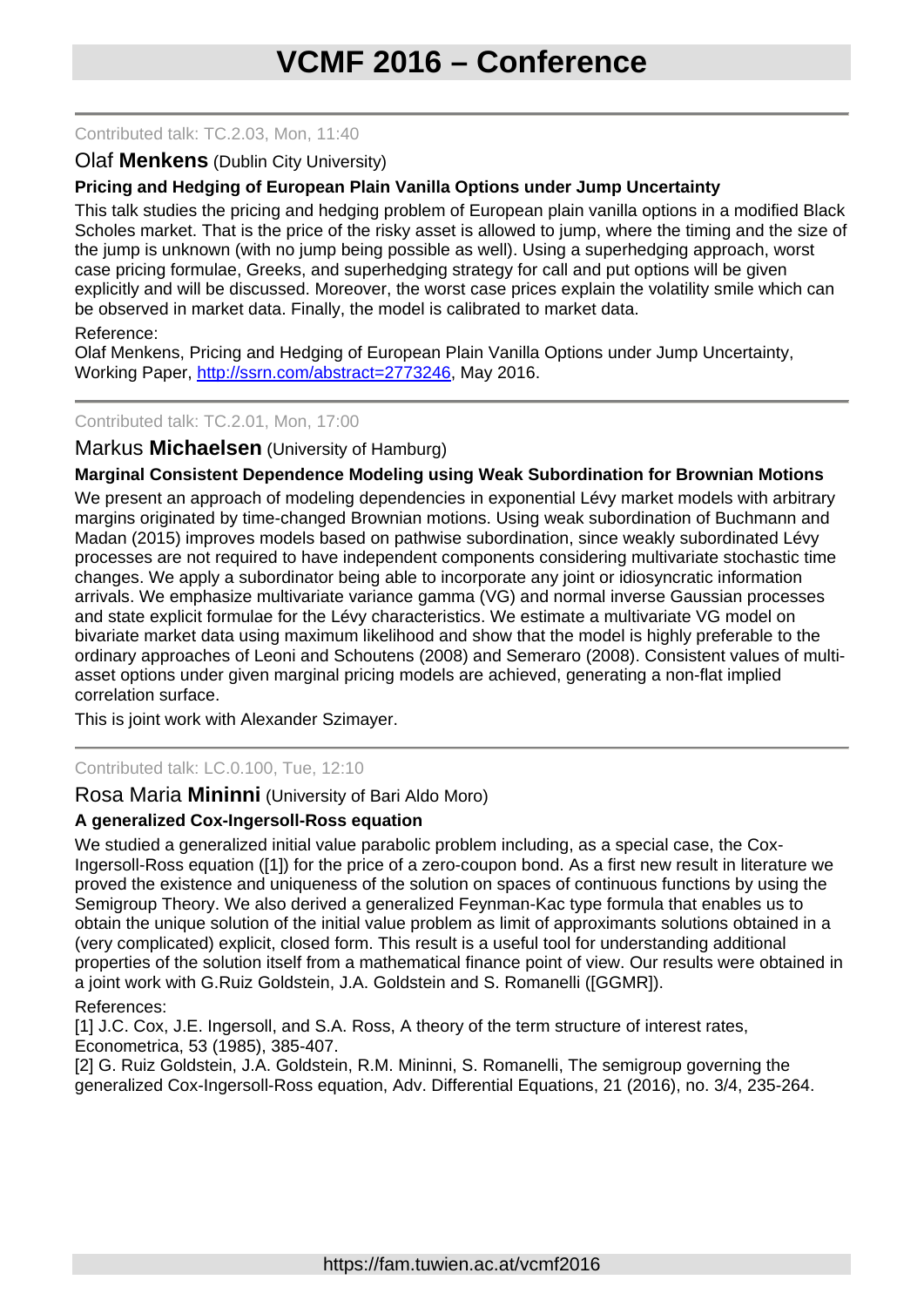Contributed talk: TC.2.03, Mon, 11:40

Olaf **Menkens** (Dublin City University)

**Pricing and Hedging of European Plain Vanilla Options under Jump Uncertainty**

This talk studies the pricing and hedging problem of European plain vanilla options in a modified Black Scholes market. That is the price of the risky asset is allowed to jump, where the timing and the size of the jump is unknown (with no jump being possible as well). Using a superhedging approach, worst case pricing formulae, Greeks, and superhedging strategy for call and put options will be given explicitly and will be discussed. Moreover, the worst case prices explain the volatility smile which can be observed in market data. Finally, the model is calibrated to market data.

Reference:
Olaf Menkens, Pricing and Hedging of European Plain Vanilla Options under Jump Uncertainty, Working Paper, http://ssrn.com/abstract=2773246, May 2016.

---

Contributed talk: TC.2.01, Mon, 17:00

Markus **Michaelsen** (University of Hamburg)

**Marginal Consistent Dependence Modeling using Weak Subordination for Brownian Motions**

We present an approach of modeling dependencies in exponential Lévy market models with arbitrary margins originated by time-changed Brownian motions. Using weak subordination of Buchmann and Madan (2015) improves models based on pathwise subordination, since weakly subordinated Lévy processes are not required to have independent components considering multivariate stochastic time changes. We apply a subordinator being able to incorporate any joint or idiosyncratic information arrivals. We emphasize multivariate variance gamma (VG) and normal inverse Gaussian processes and state explicit formulae for the Lévy characteristics. We estimate a multivariate VG model on bivariate market data using maximum likelihood and show that the model is highly preferable to the ordinary approaches of Leoni and Schoutens (2008) and Semeraro (2008). Consistent values of multi-asset options under given marginal pricing models are achieved, generating a non-flat implied correlation surface.

This is joint work with Alexander Szimayer.

---

Contributed talk: LC.0.100, Tue, 12:10

Rosa Maria **Mininni** (University of Bari Aldo Moro)

**A generalized Cox-Ingersoll-Ross equation**

We studied a generalized initial value parabolic problem including, as a special case, the Cox-Ingersoll-Ross equation ([1]) for the price of a zero-coupon bond. As a first new result in literature we proved the existence and uniqueness of the solution on spaces of continuous functions by using the Semigroup Theory. We also derived a generalized Feynman-Kac type formula that enables us to obtain the unique solution of the initial value problem as limit of approximants solutions obtained in a (very complicated) explicit, closed form. This result is a useful tool for understanding additional properties of the solution itself from a mathematical finance point of view. Our results were obtained in a joint work with G.Ruiz Goldstein, J.A. Goldstein and S. Romanelli ([GGMR]).

References:
[1] J.C. Cox, J.E. Ingersoll, and S.A. Ross, A theory of the term structure of interest rates, Econometrica, 53 (1985), 385-407.
[2] G. Ruiz Goldstein, J.A. Goldstein, R.M. Mininni, S. Romanelli, The semigroup governing the generalized Cox-Ingersoll-Ross equation, Adv. Differential Equations, 21 (2016), no. 3/4, 235-264.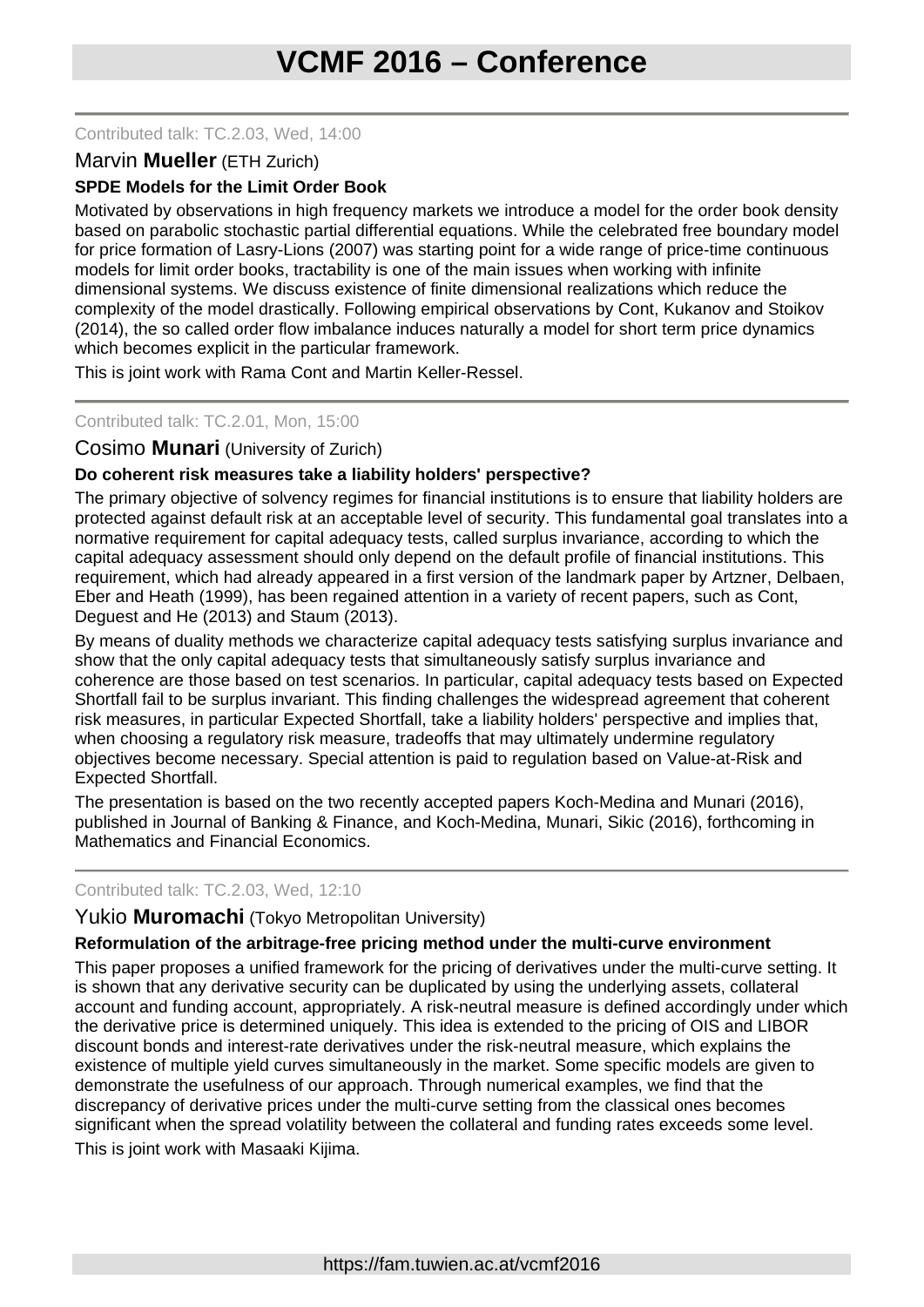Contributed talk: TC.2.03, Wed, 14:00

Marvin **Mueller** (ETH Zurich)

**SPDE Models for the Limit Order Book**

Motivated by observations in high frequency markets we introduce a model for the order book density based on parabolic stochastic partial differential equations. While the celebrated free boundary model for price formation of Lasry-Lions (2007) was starting point for a wide range of price-time continuous models for limit order books, tractability is one of the main issues when working with infinite dimensional systems. We discuss existence of finite dimensional realizations which reduce the complexity of the model drastically. Following empirical observations by Cont, Kukanov and Stoikov (2014), the so called order flow imbalance induces naturally a model for short term price dynamics which becomes explicit in the particular framework.

This is joint work with Rama Cont and Martin Keller-Ressel.

---

Contributed talk: TC.2.01, Mon, 15:00

Cosimo **Munari** (University of Zurich)

**Do coherent risk measures take a liability holders' perspective?**

The primary objective of solvency regimes for financial institutions is to ensure that liability holders are protected against default risk at an acceptable level of security. This fundamental goal translates into a normative requirement for capital adequacy tests, called surplus invariance, according to which the capital adequacy assessment should only depend on the default profile of financial institutions. This requirement, which had already appeared in a first version of the landmark paper by Artzner, Delbaen, Eber and Heath (1999), has been regained attention in a variety of recent papers, such as Cont, Deguest and He (2013) and Staum (2013).

By means of duality methods we characterize capital adequacy tests satisfying surplus invariance and show that the only capital adequacy tests that simultaneously satisfy surplus invariance and coherence are those based on test scenarios. In particular, capital adequacy tests based on Expected Shortfall fail to be surplus invariant. This finding challenges the widespread agreement that coherent risk measures, in particular Expected Shortfall, take a liability holders' perspective and implies that, when choosing a regulatory risk measure, tradeoffs that may ultimately undermine regulatory objectives become necessary. Special attention is paid to regulation based on Value-at-Risk and Expected Shortfall.

The presentation is based on the two recently accepted papers Koch-Medina and Munari (2016), published in Journal of Banking & Finance, and Koch-Medina, Munari, Sikic (2016), forthcoming in Mathematics and Financial Economics.

---

Contributed talk: TC.2.03, Wed, 12:10

Yukio **Muromachi** (Tokyo Metropolitan University)

**Reformulation of the arbitrage-free pricing method under the multi-curve environment**

This paper proposes a unified framework for the pricing of derivatives under the multi-curve setting. It is shown that any derivative security can be duplicated by using the underlying assets, collateral account and funding account, appropriately. A risk-neutral measure is defined accordingly under which the derivative price is determined uniquely. This idea is extended to the pricing of OIS and LIBOR discount bonds and interest-rate derivatives under the risk-neutral measure, which explains the existence of multiple yield curves simultaneously in the market. Some specific models are given to demonstrate the usefulness of our approach. Through numerical examples, we find that the discrepancy of derivative prices under the multi-curve setting from the classical ones becomes significant when the spread volatility between the collateral and funding rates exceeds some level.

This is joint work with Masaaki Kijima.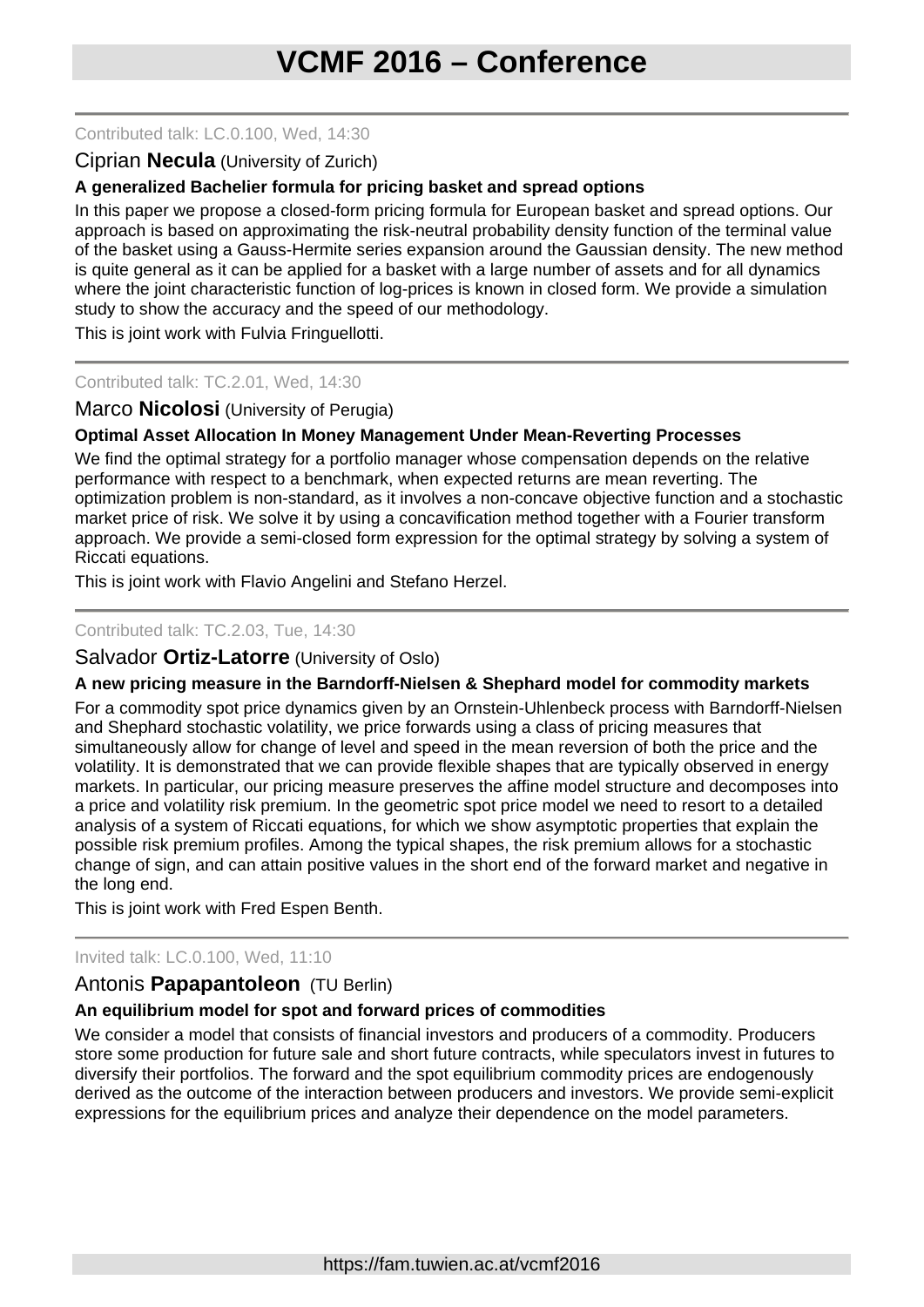Contributed talk: LC.0.100, Wed, 14:30

### Ciprian **Necula** (University of Zurich)

**A generalized Bachelier formula for pricing basket and spread options**

In this paper we propose a closed-form pricing formula for European basket and spread options. Our approach is based on approximating the risk-neutral probability density function of the terminal value of the basket using a Gauss-Hermite series expansion around the Gaussian density. The new method is quite general as it can be applied for a basket with a large number of assets and for all dynamics where the joint characteristic function of log-prices is known in closed form. We provide a simulation study to show the accuracy and the speed of our methodology.

This is joint work with Fulvia Fringuellotti.

---

Contributed talk: TC.2.01, Wed, 14:30

### Marco **Nicolosi** (University of Perugia)

**Optimal Asset Allocation In Money Management Under Mean-Reverting Processes**

We find the optimal strategy for a portfolio manager whose compensation depends on the relative performance with respect to a benchmark, when expected returns are mean reverting. The optimization problem is non-standard, as it involves a non-concave objective function and a stochastic market price of risk. We solve it by using a concavification method together with a Fourier transform approach. We provide a semi-closed form expression for the optimal strategy by solving a system of Riccati equations.

This is joint work with Flavio Angelini and Stefano Herzel.

---

Contributed talk: TC.2.03, Tue, 14:30

### Salvador **Ortiz-Latorre** (University of Oslo)

**A new pricing measure in the Barndorff-Nielsen & Shephard model for commodity markets**

For a commodity spot price dynamics given by an Ornstein-Uhlenbeck process with Barndorff-Nielsen and Shephard stochastic volatility, we price forwards using a class of pricing measures that simultaneously allow for change of level and speed in the mean reversion of both the price and the volatility. It is demonstrated that we can provide flexible shapes that are typically observed in energy markets. In particular, our pricing measure preserves the affine model structure and decomposes into a price and volatility risk premium. In the geometric spot price model we need to resort to a detailed analysis of a system of Riccati equations, for which we show asymptotic properties that explain the possible risk premium profiles. Among the typical shapes, the risk premium allows for a stochastic change of sign, and can attain positive values in the short end of the forward market and negative in the long end.

This is joint work with Fred Espen Benth.

---

Invited talk: LC.0.100, Wed, 11:10

### Antonis **Papapantoleon** (TU Berlin)

**An equilibrium model for spot and forward prices of commodities**

We consider a model that consists of financial investors and producers of a commodity. Producers store some production for future sale and short future contracts, while speculators invest in futures to diversify their portfolios. The forward and the spot equilibrium commodity prices are endogenously derived as the outcome of the interaction between producers and investors. We provide semi-explicit expressions for the equilibrium prices and analyze their dependence on the model parameters.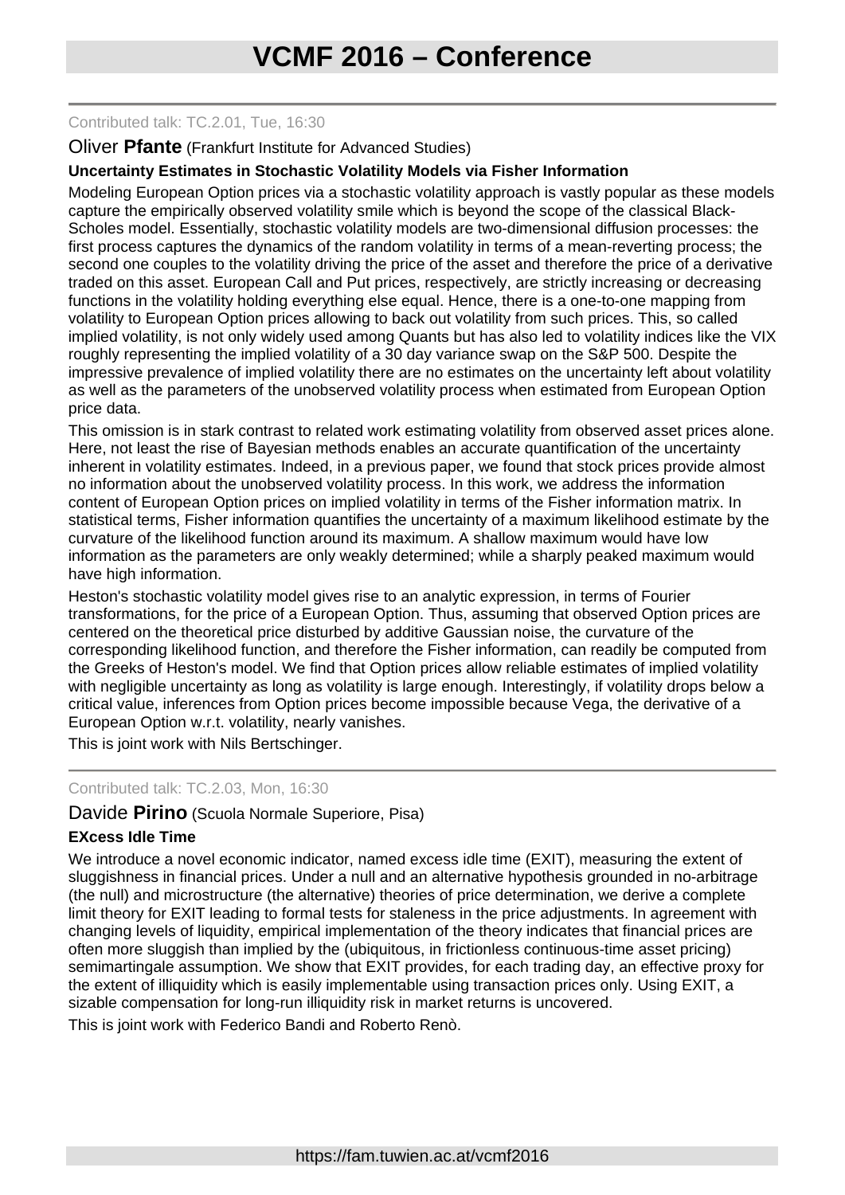Contributed talk: TC.2.01, Tue, 16:30

Oliver **Pfante** (Frankfurt Institute for Advanced Studies)

**Uncertainty Estimates in Stochastic Volatility Models via Fisher Information**

Modeling European Option prices via a stochastic volatility approach is vastly popular as these models capture the empirically observed volatility smile which is beyond the scope of the classical Black-Scholes model. Essentially, stochastic volatility models are two-dimensional diffusion processes: the first process captures the dynamics of the random volatility in terms of a mean-reverting process; the second one couples to the volatility driving the price of the asset and therefore the price of a derivative traded on this asset. European Call and Put prices, respectively, are strictly increasing or decreasing functions in the volatility holding everything else equal. Hence, there is a one-to-one mapping from volatility to European Option prices allowing to back out volatility from such prices. This, so called implied volatility, is not only widely used among Quants but has also led to volatility indices like the VIX roughly representing the implied volatility of a 30 day variance swap on the S&P 500. Despite the impressive prevalence of implied volatility there are no estimates on the uncertainty left about volatility as well as the parameters of the unobserved volatility process when estimated from European Option price data.

This omission is in stark contrast to related work estimating volatility from observed asset prices alone. Here, not least the rise of Bayesian methods enables an accurate quantification of the uncertainty inherent in volatility estimates. Indeed, in a previous paper, we found that stock prices provide almost no information about the unobserved volatility process. In this work, we address the information content of European Option prices on implied volatility in terms of the Fisher information matrix. In statistical terms, Fisher information quantifies the uncertainty of a maximum likelihood estimate by the curvature of the likelihood function around its maximum. A shallow maximum would have low information as the parameters are only weakly determined; while a sharply peaked maximum would have high information.

Heston's stochastic volatility model gives rise to an analytic expression, in terms of Fourier transformations, for the price of a European Option. Thus, assuming that observed Option prices are centered on the theoretical price disturbed by additive Gaussian noise, the curvature of the corresponding likelihood function, and therefore the Fisher information, can readily be computed from the Greeks of Heston's model. We find that Option prices allow reliable estimates of implied volatility with negligible uncertainty as long as volatility is large enough. Interestingly, if volatility drops below a critical value, inferences from Option prices become impossible because Vega, the derivative of a European Option w.r.t. volatility, nearly vanishes.

This is joint work with Nils Bertschinger.

---

Contributed talk: TC.2.03, Mon, 16:30

Davide **Pirino** (Scuola Normale Superiore, Pisa)

**EXcess Idle Time**

We introduce a novel economic indicator, named excess idle time (EXIT), measuring the extent of sluggishness in financial prices. Under a null and an alternative hypothesis grounded in no-arbitrage (the null) and microstructure (the alternative) theories of price determination, we derive a complete limit theory for EXIT leading to formal tests for staleness in the price adjustments. In agreement with changing levels of liquidity, empirical implementation of the theory indicates that financial prices are often more sluggish than implied by the (ubiquitous, in frictionless continuous-time asset pricing) semimartingale assumption. We show that EXIT provides, for each trading day, an effective proxy for the extent of illiquidity which is easily implementable using transaction prices only. Using EXIT, a sizable compensation for long-run illiquidity risk in market returns is uncovered.

This is joint work with Federico Bandi and Roberto Renò.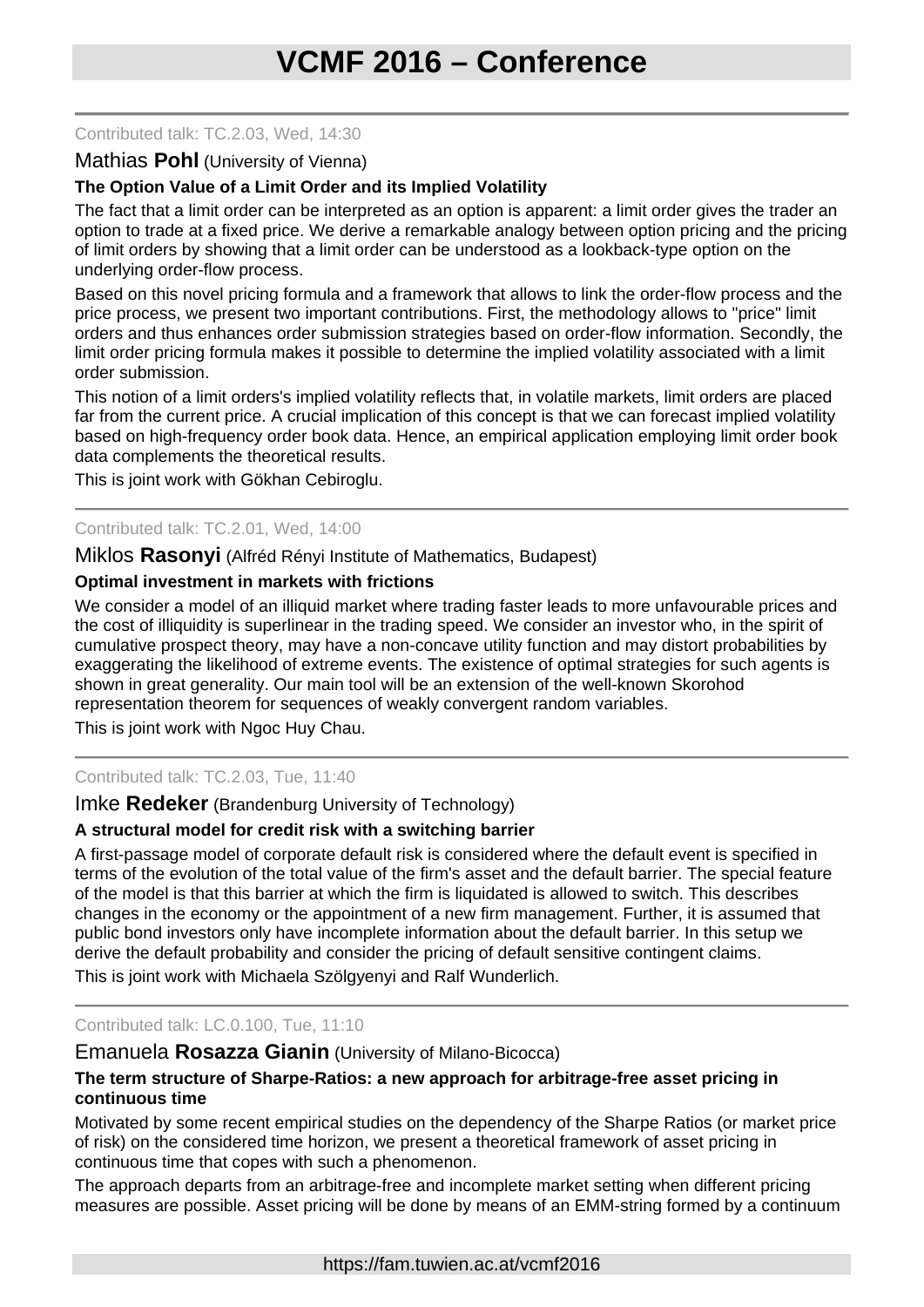Contributed talk: TC.2.03, Wed, 14:30

Mathias **Pohl** (University of Vienna)

**The Option Value of a Limit Order and its Implied Volatility**

The fact that a limit order can be interpreted as an option is apparent: a limit order gives the trader an option to trade at a fixed price. We derive a remarkable analogy between option pricing and the pricing of limit orders by showing that a limit order can be understood as a lookback-type option on the underlying order-flow process.

Based on this novel pricing formula and a framework that allows to link the order-flow process and the price process, we present two important contributions. First, the methodology allows to "price" limit orders and thus enhances order submission strategies based on order-flow information. Secondly, the limit order pricing formula makes it possible to determine the implied volatility associated with a limit order submission.

This notion of a limit orders's implied volatility reflects that, in volatile markets, limit orders are placed far from the current price. A crucial implication of this concept is that we can forecast implied volatility based on high-frequency order book data. Hence, an empirical application employing limit order book data complements the theoretical results.

This is joint work with Gökhan Cebiroglu.

---

Contributed talk: TC.2.01, Wed, 14:00

Miklos **Rasonyi** (Alfréd Rényi Institute of Mathematics, Budapest)

**Optimal investment in markets with frictions**

We consider a model of an illiquid market where trading faster leads to more unfavourable prices and the cost of illiquidity is superlinear in the trading speed. We consider an investor who, in the spirit of cumulative prospect theory, may have a non-concave utility function and may distort probabilities by exaggerating the likelihood of extreme events. The existence of optimal strategies for such agents is shown in great generality. Our main tool will be an extension of the well-known Skorohod representation theorem for sequences of weakly convergent random variables.

This is joint work with Ngoc Huy Chau.

---

Contributed talk: TC.2.03, Tue, 11:40

Imke **Redeker** (Brandenburg University of Technology)

**A structural model for credit risk with a switching barrier**

A first-passage model of corporate default risk is considered where the default event is specified in terms of the evolution of the total value of the firm's asset and the default barrier. The special feature of the model is that this barrier at which the firm is liquidated is allowed to switch. This describes changes in the economy or the appointment of a new firm management. Further, it is assumed that public bond investors only have incomplete information about the default barrier. In this setup we derive the default probability and consider the pricing of default sensitive contingent claims.

This is joint work with Michaela Szölgyenyi and Ralf Wunderlich.

---

Contributed talk: LC.0.100, Tue, 11:10

Emanuela **Rosazza Gianin** (University of Milano-Bicocca)

**The term structure of Sharpe-Ratios: a new approach for arbitrage-free asset pricing in continuous time**

Motivated by some recent empirical studies on the dependency of the Sharpe Ratios (or market price of risk) on the considered time horizon, we present a theoretical framework of asset pricing in continuous time that copes with such a phenomenon.

The approach departs from an arbitrage-free and incomplete market setting when different pricing measures are possible. Asset pricing will be done by means of an EMM-string formed by a continuum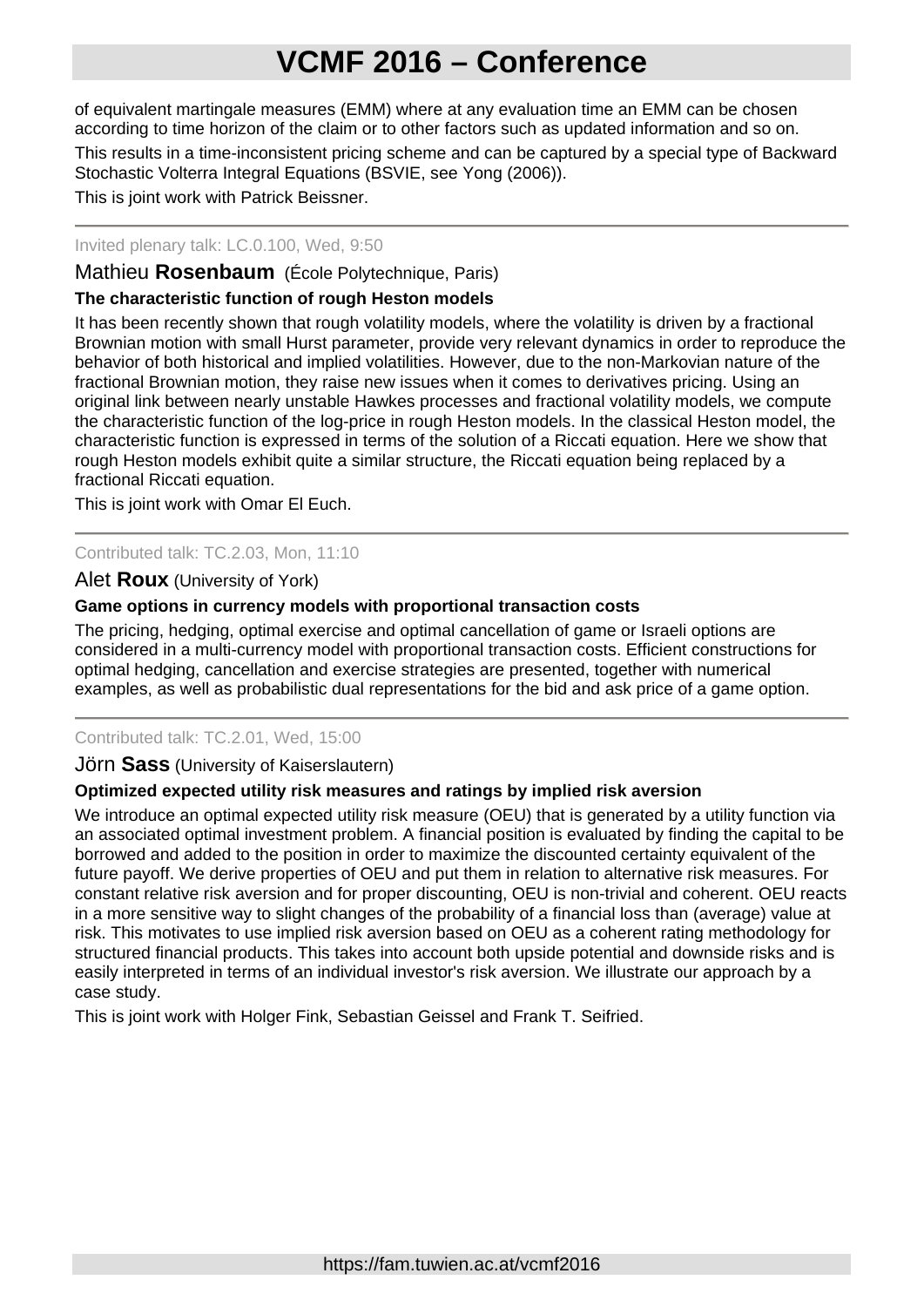of equivalent martingale measures (EMM) where at any evaluation time an EMM can be chosen according to time horizon of the claim or to other factors such as updated information and so on.

This results in a time-inconsistent pricing scheme and can be captured by a special type of Backward Stochastic Volterra Integral Equations (BSVIE, see Yong (2006)).

This is joint work with Patrick Beissner.

---

Invited plenary talk: LC.0.100, Wed, 9:50

## Mathieu **Rosenbaum** (École Polytechnique, Paris)

**The characteristic function of rough Heston models**

It has been recently shown that rough volatility models, where the volatility is driven by a fractional Brownian motion with small Hurst parameter, provide very relevant dynamics in order to reproduce the behavior of both historical and implied volatilities. However, due to the non-Markovian nature of the fractional Brownian motion, they raise new issues when it comes to derivatives pricing. Using an original link between nearly unstable Hawkes processes and fractional volatility models, we compute the characteristic function of the log-price in rough Heston models. In the classical Heston model, the characteristic function is expressed in terms of the solution of a Riccati equation. Here we show that rough Heston models exhibit quite a similar structure, the Riccati equation being replaced by a fractional Riccati equation.

This is joint work with Omar El Euch.

---

Contributed talk: TC.2.03, Mon, 11:10

## Alet **Roux** (University of York)

**Game options in currency models with proportional transaction costs**

The pricing, hedging, optimal exercise and optimal cancellation of game or Israeli options are considered in a multi-currency model with proportional transaction costs. Efficient constructions for optimal hedging, cancellation and exercise strategies are presented, together with numerical examples, as well as probabilistic dual representations for the bid and ask price of a game option.

---

Contributed talk: TC.2.01, Wed, 15:00

## Jörn **Sass** (University of Kaiserslautern)

**Optimized expected utility risk measures and ratings by implied risk aversion**

We introduce an optimal expected utility risk measure (OEU) that is generated by a utility function via an associated optimal investment problem. A financial position is evaluated by finding the capital to be borrowed and added to the position in order to maximize the discounted certainty equivalent of the future payoff. We derive properties of OEU and put them in relation to alternative risk measures. For constant relative risk aversion and for proper discounting, OEU is non-trivial and coherent. OEU reacts in a more sensitive way to slight changes of the probability of a financial loss than (average) value at risk. This motivates to use implied risk aversion based on OEU as a coherent rating methodology for structured financial products. This takes into account both upside potential and downside risks and is easily interpreted in terms of an individual investor's risk aversion. We illustrate our approach by a case study.

This is joint work with Holger Fink, Sebastian Geissel and Frank T. Seifried.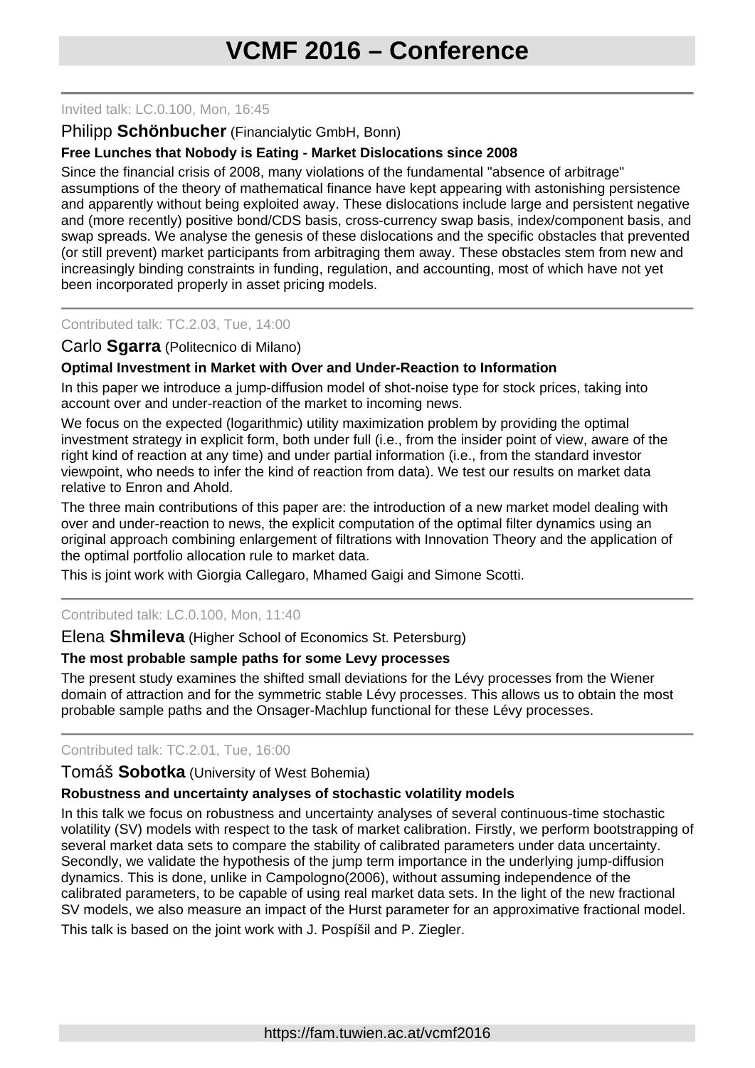Invited talk: LC.0.100, Mon, 16:45

Philipp **Schönbucher** (Financialytic GmbH, Bonn)

**Free Lunches that Nobody is Eating - Market Dislocations since 2008**

Since the financial crisis of 2008, many violations of the fundamental "absence of arbitrage" assumptions of the theory of mathematical finance have kept appearing with astonishing persistence and apparently without being exploited away. These dislocations include large and persistent negative and (more recently) positive bond/CDS basis, cross-currency swap basis, index/component basis, and swap spreads. We analyse the genesis of these dislocations and the specific obstacles that prevented (or still prevent) market participants from arbitraging them away. These obstacles stem from new and increasingly binding constraints in funding, regulation, and accounting, most of which have not yet been incorporated properly in asset pricing models.

---

Contributed talk: TC.2.03, Tue, 14:00

Carlo **Sgarra** (Politecnico di Milano)

**Optimal Investment in Market with Over and Under-Reaction to Information**

In this paper we introduce a jump-diffusion model of shot-noise type for stock prices, taking into account over and under-reaction of the market to incoming news.

We focus on the expected (logarithmic) utility maximization problem by providing the optimal investment strategy in explicit form, both under full (i.e., from the insider point of view, aware of the right kind of reaction at any time) and under partial information (i.e., from the standard investor viewpoint, who needs to infer the kind of reaction from data). We test our results on market data relative to Enron and Ahold.

The three main contributions of this paper are: the introduction of a new market model dealing with over and under-reaction to news, the explicit computation of the optimal filter dynamics using an original approach combining enlargement of filtrations with Innovation Theory and the application of the optimal portfolio allocation rule to market data.

This is joint work with Giorgia Callegaro, Mhamed Gaigi and Simone Scotti.

---

Contributed talk: LC.0.100, Mon, 11:40

Elena **Shmileva** (Higher School of Economics St. Petersburg)

**The most probable sample paths for some Levy processes**

The present study examines the shifted small deviations for the Lévy processes from the Wiener domain of attraction and for the symmetric stable Lévy processes. This allows us to obtain the most probable sample paths and the Onsager-Machlup functional for these Lévy processes.

---

Contributed talk: TC.2.01, Tue, 16:00

Tomáš **Sobotka** (University of West Bohemia)

**Robustness and uncertainty analyses of stochastic volatility models**

In this talk we focus on robustness and uncertainty analyses of several continuous-time stochastic volatility (SV) models with respect to the task of market calibration. Firstly, we perform bootstrapping of several market data sets to compare the stability of calibrated parameters under data uncertainty. Secondly, we validate the hypothesis of the jump term importance in the underlying jump-diffusion dynamics. This is done, unlike in Campologno(2006), without assuming independence of the calibrated parameters, to be capable of using real market data sets. In the light of the new fractional SV models, we also measure an impact of the Hurst parameter for an approximative fractional model.

This talk is based on the joint work with J. Pospíšil and P. Ziegler.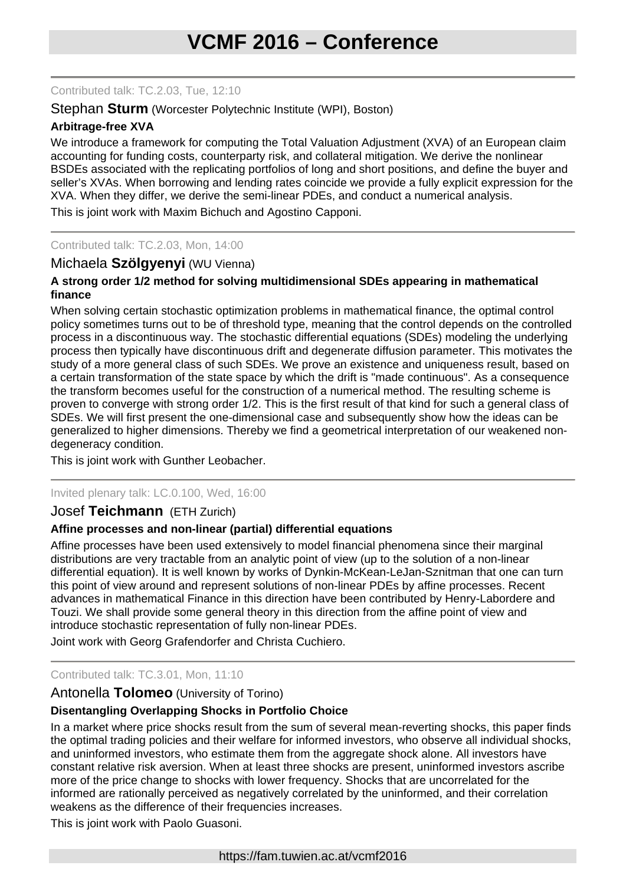Contributed talk: TC.2.03, Tue, 12:10

Stephan **Sturm** (Worcester Polytechnic Institute (WPI), Boston)

**Arbitrage-free XVA**

We introduce a framework for computing the Total Valuation Adjustment (XVA) of an European claim accounting for funding costs, counterparty risk, and collateral mitigation. We derive the nonlinear BSDEs associated with the replicating portfolios of long and short positions, and define the buyer and seller's XVAs. When borrowing and lending rates coincide we provide a fully explicit expression for the XVA. When they differ, we derive the semi-linear PDEs, and conduct a numerical analysis.

This is joint work with Maxim Bichuch and Agostino Capponi.

---

Contributed talk: TC.2.03, Mon, 14:00

Michaela **Szölgyenyi** (WU Vienna)

**A strong order 1/2 method for solving multidimensional SDEs appearing in mathematical finance**

When solving certain stochastic optimization problems in mathematical finance, the optimal control policy sometimes turns out to be of threshold type, meaning that the control depends on the controlled process in a discontinuous way. The stochastic differential equations (SDEs) modeling the underlying process then typically have discontinuous drift and degenerate diffusion parameter. This motivates the study of a more general class of such SDEs. We prove an existence and uniqueness result, based on a certain transformation of the state space by which the drift is "made continuous". As a consequence the transform becomes useful for the construction of a numerical method. The resulting scheme is proven to converge with strong order 1/2. This is the first result of that kind for such a general class of SDEs. We will first present the one-dimensional case and subsequently show how the ideas can be generalized to higher dimensions. Thereby we find a geometrical interpretation of our weakened non-degeneracy condition.

This is joint work with Gunther Leobacher.

---

Invited plenary talk: LC.0.100, Wed, 16:00

Josef **Teichmann** (ETH Zurich)

**Affine processes and non-linear (partial) differential equations**

Affine processes have been used extensively to model financial phenomena since their marginal distributions are very tractable from an analytic point of view (up to the solution of a non-linear differential equation). It is well known by works of Dynkin-McKean-LeJan-Sznitman that one can turn this point of view around and represent solutions of non-linear PDEs by affine processes. Recent advances in mathematical Finance in this direction have been contributed by Henry-Labordere and Touzi. We shall provide some general theory in this direction from the affine point of view and introduce stochastic representation of fully non-linear PDEs.

Joint work with Georg Grafendorfer and Christa Cuchiero.

---

Contributed talk: TC.3.01, Mon, 11:10

Antonella **Tolomeo** (University of Torino)

**Disentangling Overlapping Shocks in Portfolio Choice**

In a market where price shocks result from the sum of several mean-reverting shocks, this paper finds the optimal trading policies and their welfare for informed investors, who observe all individual shocks, and uninformed investors, who estimate them from the aggregate shock alone. All investors have constant relative risk aversion. When at least three shocks are present, uninformed investors ascribe more of the price change to shocks with lower frequency. Shocks that are uncorrelated for the informed are rationally perceived as negatively correlated by the uninformed, and their correlation weakens as the difference of their frequencies increases.

This is joint work with Paolo Guasoni.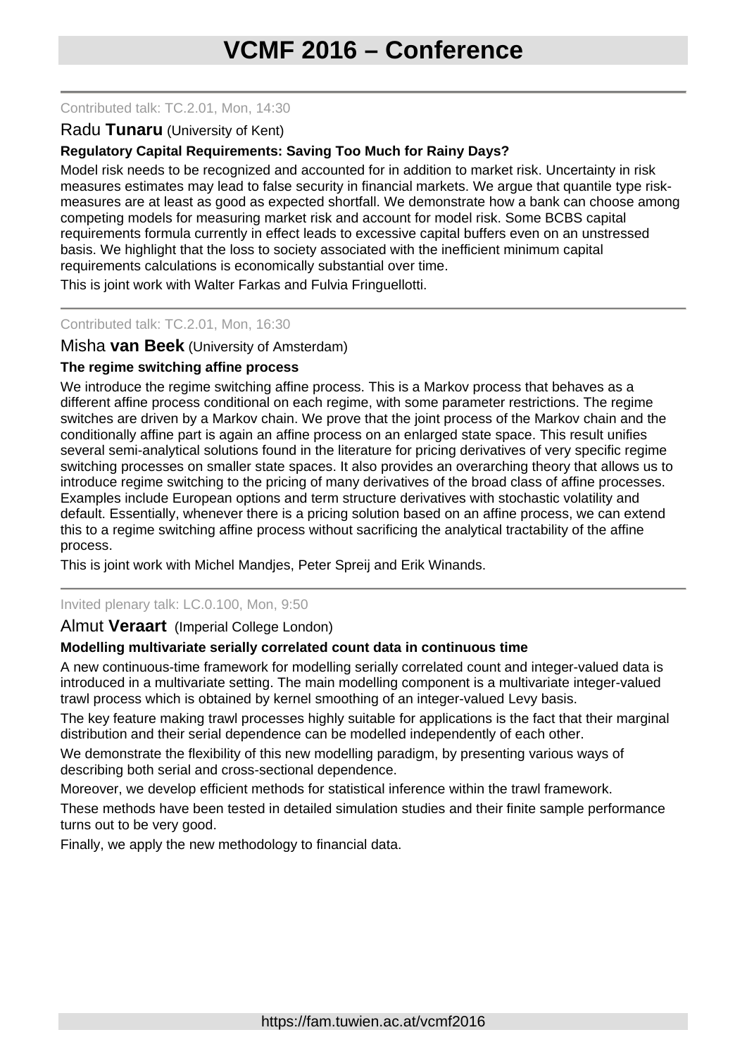Contributed talk: TC.2.01, Mon, 14:30

Radu **Tunaru** (University of Kent)

**Regulatory Capital Requirements: Saving Too Much for Rainy Days?**

Model risk needs to be recognized and accounted for in addition to market risk. Uncertainty in risk measures estimates may lead to false security in financial markets. We argue that quantile type risk-measures are at least as good as expected shortfall. We demonstrate how a bank can choose among competing models for measuring market risk and account for model risk. Some BCBS capital requirements formula currently in effect leads to excessive capital buffers even on an unstressed basis. We highlight that the loss to society associated with the inefficient minimum capital requirements calculations is economically substantial over time.

This is joint work with Walter Farkas and Fulvia Fringuellotti.

---

Contributed talk: TC.2.01, Mon, 16:30

Misha **van Beek** (University of Amsterdam)

**The regime switching affine process**

We introduce the regime switching affine process. This is a Markov process that behaves as a different affine process conditional on each regime, with some parameter restrictions. The regime switches are driven by a Markov chain. We prove that the joint process of the Markov chain and the conditionally affine part is again an affine process on an enlarged state space. This result unifies several semi-analytical solutions found in the literature for pricing derivatives of very specific regime switching processes on smaller state spaces. It also provides an overarching theory that allows us to introduce regime switching to the pricing of many derivatives of the broad class of affine processes. Examples include European options and term structure derivatives with stochastic volatility and default. Essentially, whenever there is a pricing solution based on an affine process, we can extend this to a regime switching affine process without sacrificing the analytical tractability of the affine process.

This is joint work with Michel Mandjes, Peter Spreij and Erik Winands.

---

Invited plenary talk: LC.0.100, Mon, 9:50

Almut **Veraart** (Imperial College London)

**Modelling multivariate serially correlated count data in continuous time**

A new continuous-time framework for modelling serially correlated count and integer-valued data is introduced in a multivariate setting. The main modelling component is a multivariate integer-valued trawl process which is obtained by kernel smoothing of an integer-valued Levy basis.

The key feature making trawl processes highly suitable for applications is the fact that their marginal distribution and their serial dependence can be modelled independently of each other.

We demonstrate the flexibility of this new modelling paradigm, by presenting various ways of describing both serial and cross-sectional dependence.

Moreover, we develop efficient methods for statistical inference within the trawl framework.

These methods have been tested in detailed simulation studies and their finite sample performance turns out to be very good.

Finally, we apply the new methodology to financial data.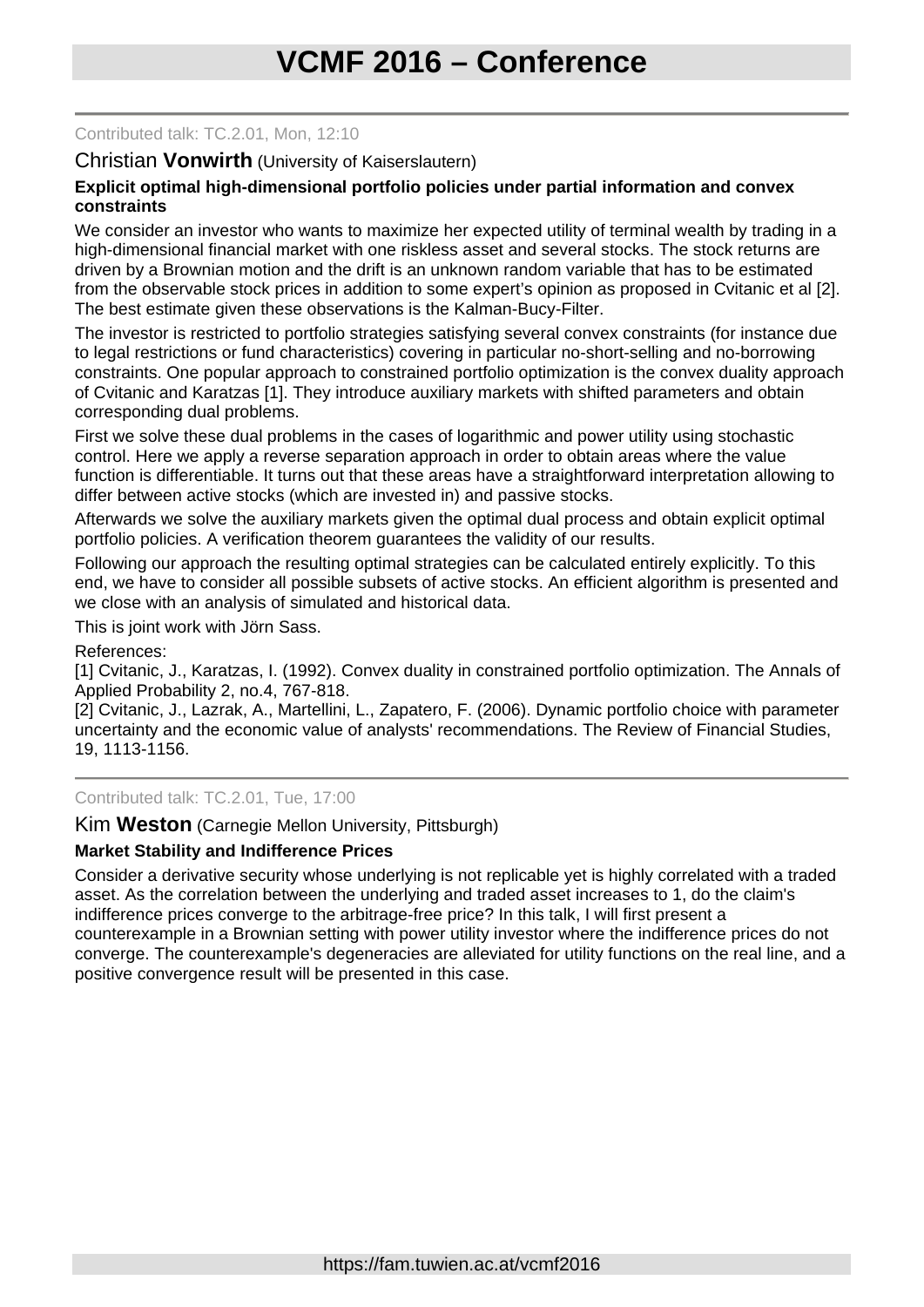Contributed talk: TC.2.01, Mon, 12:10

Christian **Vonwirth** (University of Kaiserslautern)

**Explicit optimal high-dimensional portfolio policies under partial information and convex constraints**

We consider an investor who wants to maximize her expected utility of terminal wealth by trading in a high-dimensional financial market with one riskless asset and several stocks. The stock returns are driven by a Brownian motion and the drift is an unknown random variable that has to be estimated from the observable stock prices in addition to some expert's opinion as proposed in Cvitanic et al [2]. The best estimate given these observations is the Kalman-Bucy-Filter.

The investor is restricted to portfolio strategies satisfying several convex constraints (for instance due to legal restrictions or fund characteristics) covering in particular no-short-selling and no-borrowing constraints. One popular approach to constrained portfolio optimization is the convex duality approach of Cvitanic and Karatzas [1]. They introduce auxiliary markets with shifted parameters and obtain corresponding dual problems.

First we solve these dual problems in the cases of logarithmic and power utility using stochastic control. Here we apply a reverse separation approach in order to obtain areas where the value function is differentiable. It turns out that these areas have a straightforward interpretation allowing to differ between active stocks (which are invested in) and passive stocks.

Afterwards we solve the auxiliary markets given the optimal dual process and obtain explicit optimal portfolio policies. A verification theorem guarantees the validity of our results.

Following our approach the resulting optimal strategies can be calculated entirely explicitly. To this end, we have to consider all possible subsets of active stocks. An efficient algorithm is presented and we close with an analysis of simulated and historical data.

This is joint work with Jörn Sass.

References:
[1] Cvitanic, J., Karatzas, I. (1992). Convex duality in constrained portfolio optimization. The Annals of Applied Probability 2, no.4, 767-818.
[2] Cvitanic, J., Lazrak, A., Martellini, L., Zapatero, F. (2006). Dynamic portfolio choice with parameter uncertainty and the economic value of analysts' recommendations. The Review of Financial Studies, 19, 1113-1156.

---

Contributed talk: TC.2.01, Tue, 17:00

Kim **Weston** (Carnegie Mellon University, Pittsburgh)

**Market Stability and Indifference Prices**

Consider a derivative security whose underlying is not replicable yet is highly correlated with a traded asset. As the correlation between the underlying and traded asset increases to 1, do the claim's indifference prices converge to the arbitrage-free price? In this talk, I will first present a counterexample in a Brownian setting with power utility investor where the indifference prices do not converge. The counterexample's degeneracies are alleviated for utility functions on the real line, and a positive convergence result will be presented in this case.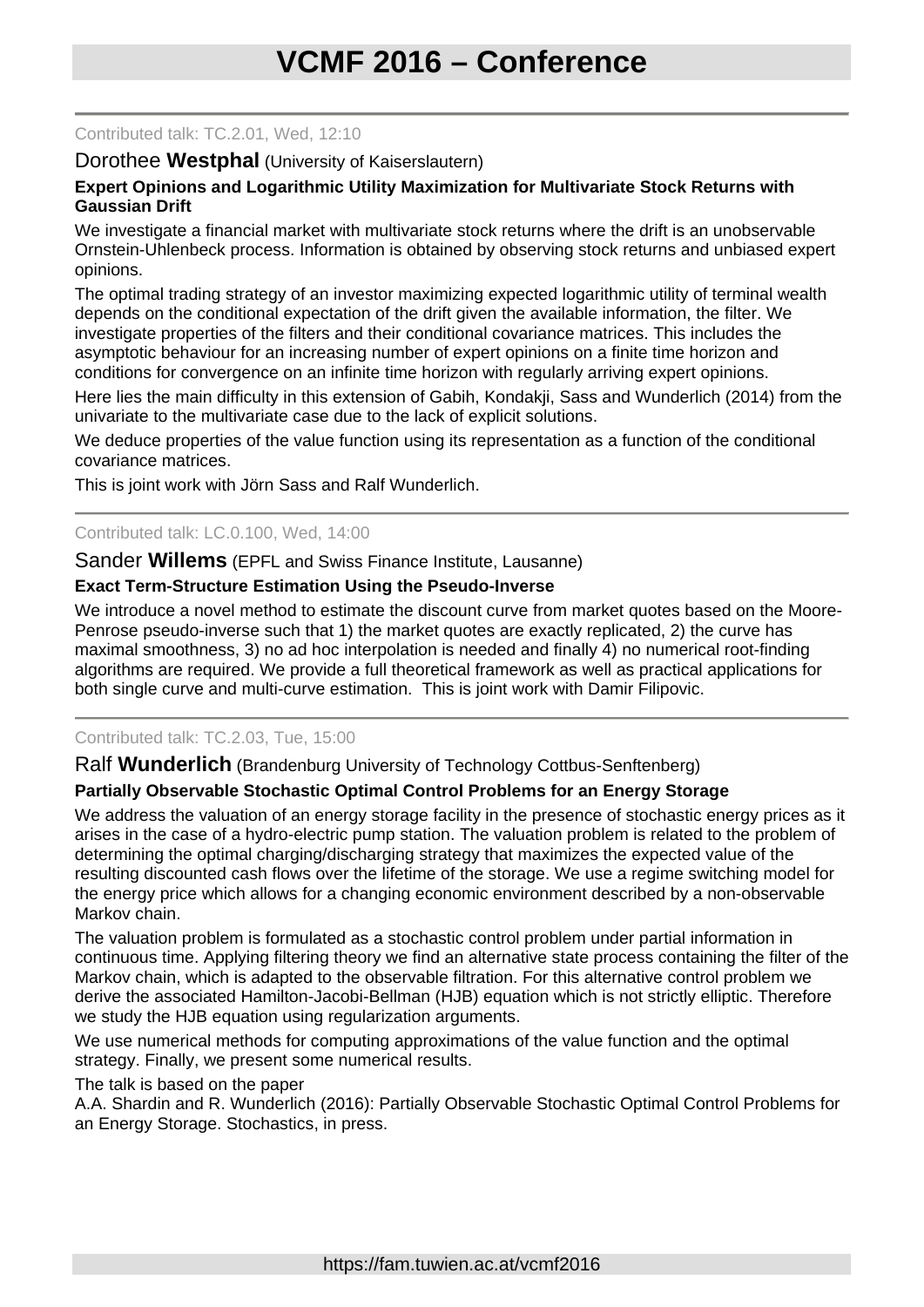Contributed talk: TC.2.01, Wed, 12:10

Dorothee **Westphal** (University of Kaiserslautern)

**Expert Opinions and Logarithmic Utility Maximization for Multivariate Stock Returns with Gaussian Drift**

We investigate a financial market with multivariate stock returns where the drift is an unobservable Ornstein-Uhlenbeck process. Information is obtained by observing stock returns and unbiased expert opinions.

The optimal trading strategy of an investor maximizing expected logarithmic utility of terminal wealth depends on the conditional expectation of the drift given the available information, the filter. We investigate properties of the filters and their conditional covariance matrices. This includes the asymptotic behaviour for an increasing number of expert opinions on a finite time horizon and conditions for convergence on an infinite time horizon with regularly arriving expert opinions.

Here lies the main difficulty in this extension of Gabih, Kondakji, Sass and Wunderlich (2014) from the univariate to the multivariate case due to the lack of explicit solutions.

We deduce properties of the value function using its representation as a function of the conditional covariance matrices.

This is joint work with Jörn Sass and Ralf Wunderlich.

---

Contributed talk: LC.0.100, Wed, 14:00

Sander **Willems** (EPFL and Swiss Finance Institute, Lausanne)

**Exact Term-Structure Estimation Using the Pseudo-Inverse**

We introduce a novel method to estimate the discount curve from market quotes based on the Moore-Penrose pseudo-inverse such that 1) the market quotes are exactly replicated, 2) the curve has maximal smoothness, 3) no ad hoc interpolation is needed and finally 4) no numerical root-finding algorithms are required. We provide a full theoretical framework as well as practical applications for both single curve and multi-curve estimation. This is joint work with Damir Filipovic.

---

Contributed talk: TC.2.03, Tue, 15:00

Ralf **Wunderlich** (Brandenburg University of Technology Cottbus-Senftenberg)

**Partially Observable Stochastic Optimal Control Problems for an Energy Storage**

We address the valuation of an energy storage facility in the presence of stochastic energy prices as it arises in the case of a hydro-electric pump station. The valuation problem is related to the problem of determining the optimal charging/discharging strategy that maximizes the expected value of the resulting discounted cash flows over the lifetime of the storage. We use a regime switching model for the energy price which allows for a changing economic environment described by a non-observable Markov chain.

The valuation problem is formulated as a stochastic control problem under partial information in continuous time. Applying filtering theory we find an alternative state process containing the filter of the Markov chain, which is adapted to the observable filtration. For this alternative control problem we derive the associated Hamilton-Jacobi-Bellman (HJB) equation which is not strictly elliptic. Therefore we study the HJB equation using regularization arguments.

We use numerical methods for computing approximations of the value function and the optimal strategy. Finally, we present some numerical results.

The talk is based on the paper
A.A. Shardin and R. Wunderlich (2016): Partially Observable Stochastic Optimal Control Problems for an Energy Storage. Stochastics, in press.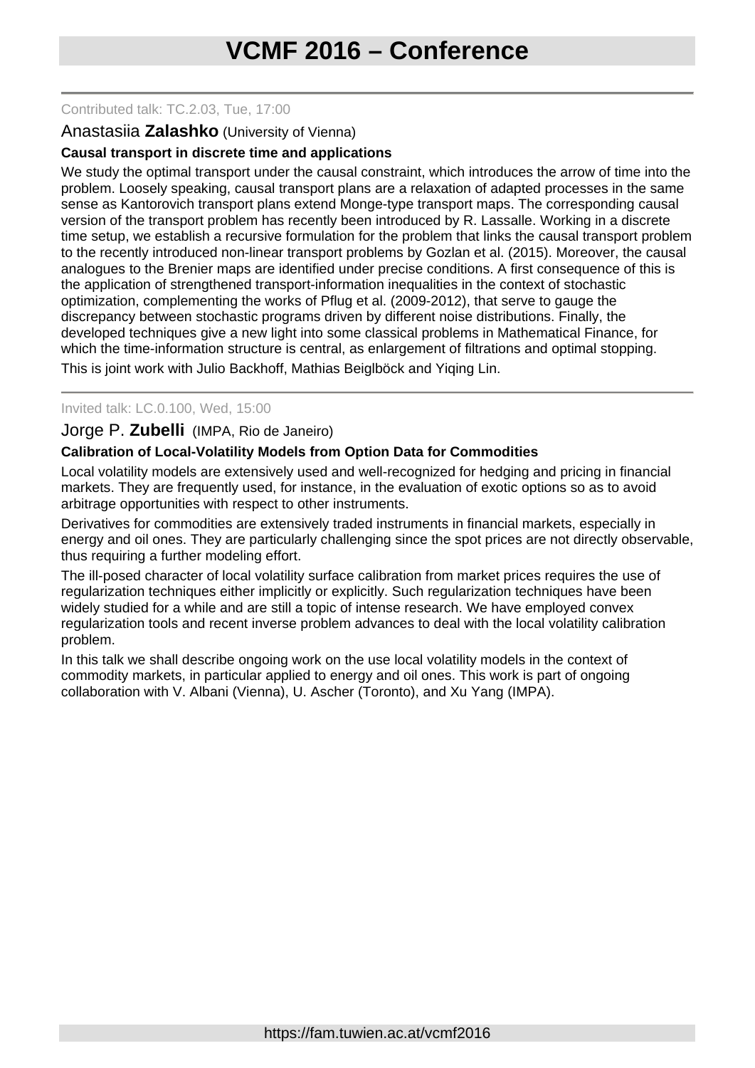Contributed talk: TC.2.03, Tue, 17:00

Anastasiia **Zalashko** (University of Vienna)

**Causal transport in discrete time and applications**

We study the optimal transport under the causal constraint, which introduces the arrow of time into the problem. Loosely speaking, causal transport plans are a relaxation of adapted processes in the same sense as Kantorovich transport plans extend Monge-type transport maps. The corresponding causal version of the transport problem has recently been introduced by R. Lassalle. Working in a discrete time setup, we establish a recursive formulation for the problem that links the causal transport problem to the recently introduced non-linear transport problems by Gozlan et al. (2015). Moreover, the causal analogues to the Brenier maps are identified under precise conditions. A first consequence of this is the application of strengthened transport-information inequalities in the context of stochastic optimization, complementing the works of Pflug et al. (2009-2012), that serve to gauge the discrepancy between stochastic programs driven by different noise distributions. Finally, the developed techniques give a new light into some classical problems in Mathematical Finance, for which the time-information structure is central, as enlargement of filtrations and optimal stopping.

This is joint work with Julio Backhoff, Mathias Beiglböck and Yiqing Lin.

---

Invited talk: LC.0.100, Wed, 15:00

Jorge P. **Zubelli** (IMPA, Rio de Janeiro)

**Calibration of Local-Volatility Models from Option Data for Commodities**

Local volatility models are extensively used and well-recognized for hedging and pricing in financial markets. They are frequently used, for instance, in the evaluation of exotic options so as to avoid arbitrage opportunities with respect to other instruments.

Derivatives for commodities are extensively traded instruments in financial markets, especially in energy and oil ones. They are particularly challenging since the spot prices are not directly observable, thus requiring a further modeling effort.

The ill-posed character of local volatility surface calibration from market prices requires the use of regularization techniques either implicitly or explicitly. Such regularization techniques have been widely studied for a while and are still a topic of intense research. We have employed convex regularization tools and recent inverse problem advances to deal with the local volatility calibration problem.

In this talk we shall describe ongoing work on the use local volatility models in the context of commodity markets, in particular applied to energy and oil ones. This work is part of ongoing collaboration with V. Albani (Vienna), U. Ascher (Toronto), and Xu Yang (IMPA).